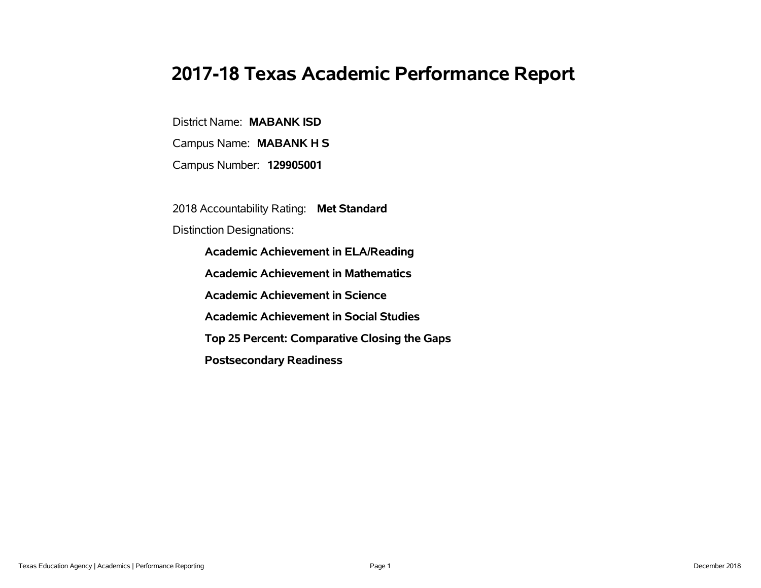# 2017-18 Texas Academic Performance Report

District Name: **MABANK ISD**

Campus Name: **MABANK H S**

Campus Number: **129905001**

2018 Accountability Rating: **Met Standard**

Distinction Designations:

- **Academic Achievement in ELA/Reading**
- **Academic Achievement in Mathematics**
- **Academic Achievement in Science**
- **Academic Achievement in Social Studies**
- **Top 25 Percent: Comparative Closing the Gaps**
- **Postsecondary Readiness**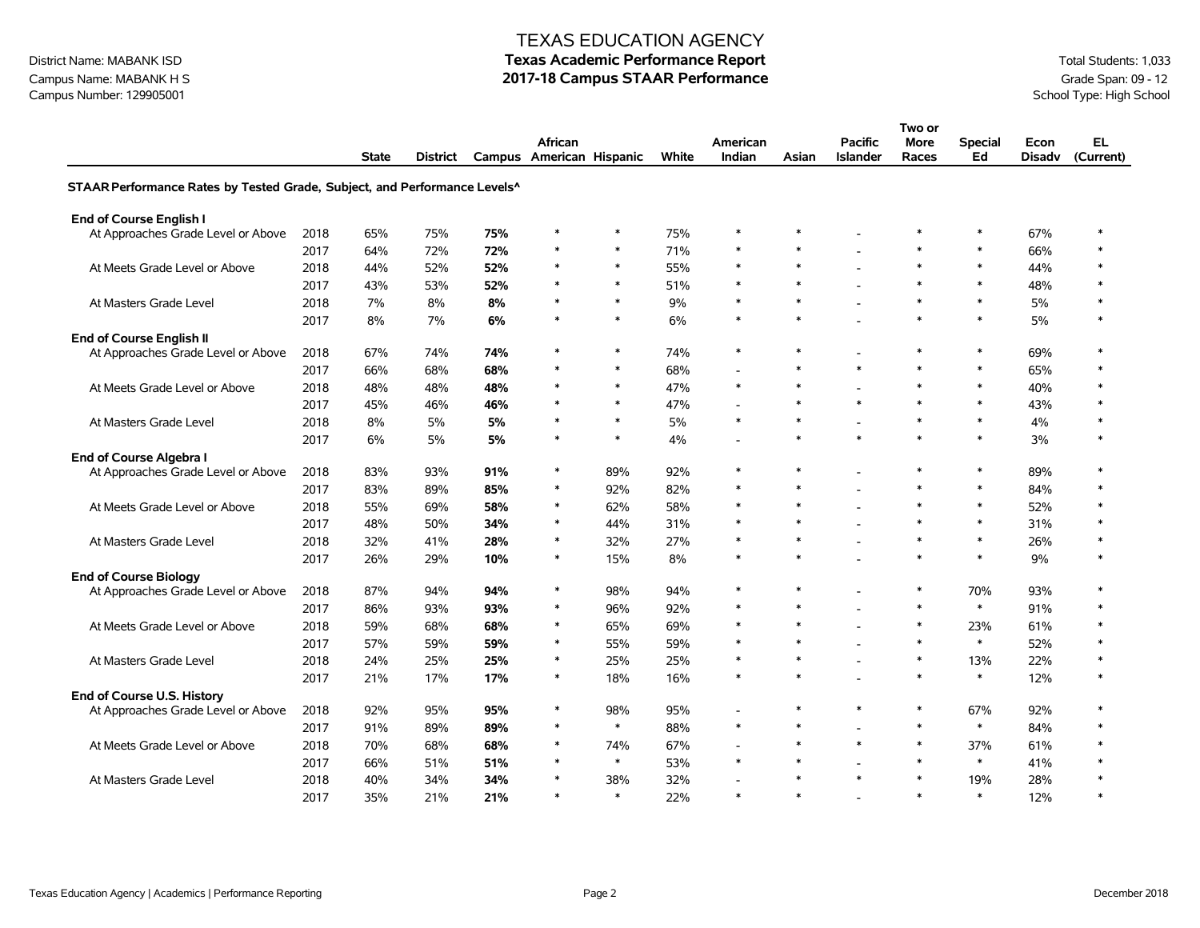District Name: MABANK ISD
Campus Name: MABANK H S
Campus Number: 129905001

# TEXAS EDUCATION AGENCY
## Texas Academic Performance Report
## 2017-18 Campus STAAR Performance

Total Students: 1,033
Grade Span: 09 - 12
School Type: High School

| | | State | District | Campus | African American | Hispanic | White | American Indian | Asian | Pacific Islander | Two or More Races | Special Ed | Econ Disadv | EL (Current) |
|---|---|---|---|---|---|---|---|---|---|---|---|---|---|---|
| **STAAR Performance Rates by Tested Grade, Subject, and Performance Levels^** | | | | | | | | | | | | | | |
| **End of Course English I** | | | | | | | | | | | | | | |
| At Approaches Grade Level or Above | 2018 | 65% | 75% | **75%** | * | * | 75% | * | * | - | * | * | 67% | * |
| | 2017 | 64% | 72% | **72%** | * | * | 71% | * | * | - | * | * | 66% | * |
| At Meets Grade Level or Above | 2018 | 44% | 52% | **52%** | * | * | 55% | * | * | - | * | * | 44% | * |
| | 2017 | 43% | 53% | **52%** | * | * | 51% | * | * | - | * | * | 48% | * |
| At Masters Grade Level | 2018 | 7% | 8% | **8%** | * | * | 9% | * | * | - | * | * | 5% | * |
| | 2017 | 8% | 7% | **6%** | * | * | 6% | * | * | - | * | * | 5% | * |
| **End of Course English II** | | | | | | | | | | | | | | |
| At Approaches Grade Level or Above | 2018 | 67% | 74% | **74%** | * | * | 74% | * | * | - | * | * | 69% | * |
| | 2017 | 66% | 68% | **68%** | * | * | 68% | - | * | * | * | * | 65% | * |
| At Meets Grade Level or Above | 2018 | 48% | 48% | **48%** | * | * | 47% | * | * | - | * | * | 40% | * |
| | 2017 | 45% | 46% | **46%** | * | * | 47% | - | * | * | * | * | 43% | * |
| At Masters Grade Level | 2018 | 8% | 5% | **5%** | * | * | 5% | * | * | - | * | * | 4% | * |
| | 2017 | 6% | 5% | **5%** | * | * | 4% | - | * | * | * | * | 3% | * |
| **End of Course Algebra I** | | | | | | | | | | | | | | |
| At Approaches Grade Level or Above | 2018 | 83% | 93% | **91%** | * | 89% | 92% | * | * | - | * | * | 89% | * |
| | 2017 | 83% | 89% | **85%** | * | 92% | 82% | * | * | - | * | * | 84% | * |
| At Meets Grade Level or Above | 2018 | 55% | 69% | **58%** | * | 62% | 58% | * | * | - | * | * | 52% | * |
| | 2017 | 48% | 50% | **34%** | * | 44% | 31% | * | * | - | * | * | 31% | * |
| At Masters Grade Level | 2018 | 32% | 41% | **28%** | * | 32% | 27% | * | * | - | * | * | 26% | * |
| | 2017 | 26% | 29% | **10%** | * | 15% | 8% | * | * | - | * | * | 9% | * |
| **End of Course Biology** | | | | | | | | | | | | | | |
| At Approaches Grade Level or Above | 2018 | 87% | 94% | **94%** | * | 98% | 94% | * | * | - | * | 70% | 93% | * |
| | 2017 | 86% | 93% | **93%** | * | 96% | 92% | * | * | - | * | * | 91% | * |
| At Meets Grade Level or Above | 2018 | 59% | 68% | **68%** | * | 65% | 69% | * | * | - | * | 23% | 61% | * |
| | 2017 | 57% | 59% | **59%** | * | 55% | 59% | * | * | - | * | * | 52% | * |
| At Masters Grade Level | 2018 | 24% | 25% | **25%** | * | 25% | 25% | * | * | - | * | 13% | 22% | * |
| | 2017 | 21% | 17% | **17%** | * | 18% | 16% | * | * | - | * | * | 12% | * |
| **End of Course U.S. History** | | | | | | | | | | | | | | |
| At Approaches Grade Level or Above | 2018 | 92% | 95% | **95%** | * | 98% | 95% | - | * | * | * | 67% | 92% | * |
| | 2017 | 91% | 89% | **89%** | * | * | 88% | * | * | - | * | * | 84% | * |
| At Meets Grade Level or Above | 2018 | 70% | 68% | **68%** | * | 74% | 67% | - | * | * | * | 37% | 61% | * |
| | 2017 | 66% | 51% | **51%** | * | * | 53% | * | * | - | * | * | 41% | * |
| At Masters Grade Level | 2018 | 40% | 34% | **34%** | * | 38% | 32% | - | * | * | * | 19% | 28% | * |
| | 2017 | 35% | 21% | **21%** | * | * | 22% | * | * | - | * | * | 12% | * |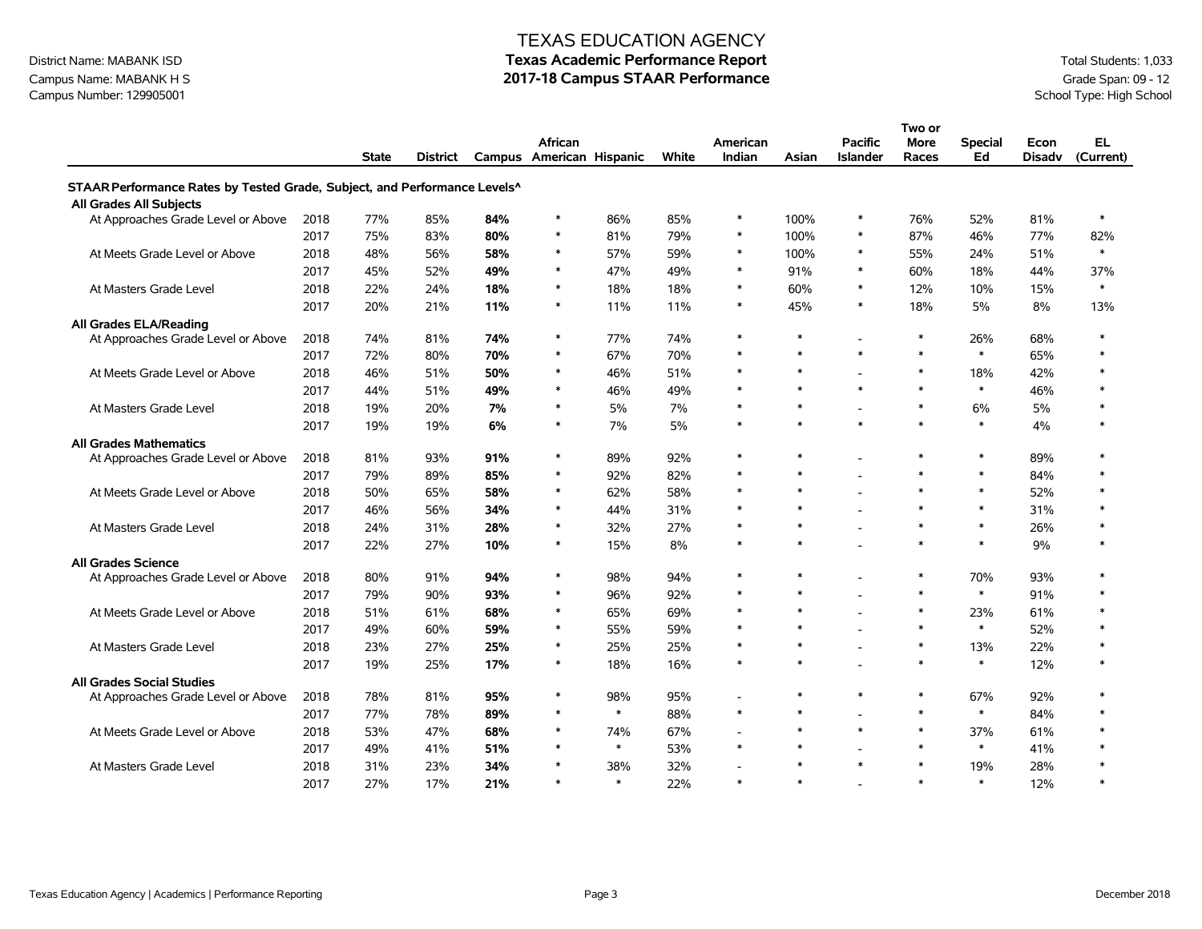TEXAS EDUCATION AGENCY

District Name: MABANK ISD
Campus Name: MABANK H S
Campus Number: 129905001

# Texas Academic Performance Report
## 2017-18 Campus STAAR Performance

Total Students: 1,033
Grade Span: 09 - 12
School Type: High School

| | | State | District | Campus | African American | Hispanic | White | American Indian | Asian | Pacific Islander | Two or More Races | Special Ed | Econ Disadv | EL (Current) |
|---|---|---|---|---|---|---|---|---|---|---|---|---|---|---|
| **STAAR Performance Rates by Tested Grade, Subject, and Performance Levels^** | | | | | | | | | | | | | | |
| **All Grades All Subjects** | | | | | | | | | | | | | | |
| At Approaches Grade Level or Above | 2018 | 77% | 85% | **84%** | * | 86% | 85% | * | 100% | * | 76% | 52% | 81% | * |
| | 2017 | 75% | 83% | **80%** | * | 81% | 79% | * | 100% | * | 87% | 46% | 77% | 82% |
| At Meets Grade Level or Above | 2018 | 48% | 56% | **58%** | * | 57% | 59% | * | 100% | * | 55% | 24% | 51% | * |
| | 2017 | 45% | 52% | **49%** | * | 47% | 49% | * | 91% | * | 60% | 18% | 44% | 37% |
| At Masters Grade Level | 2018 | 22% | 24% | **18%** | * | 18% | 18% | * | 60% | * | 12% | 10% | 15% | * |
| | 2017 | 20% | 21% | **11%** | * | 11% | 11% | * | 45% | * | 18% | 5% | 8% | 13% |
| **All Grades ELA/Reading** | | | | | | | | | | | | | | |
| At Approaches Grade Level or Above | 2018 | 74% | 81% | **74%** | * | 77% | 74% | * | * | - | * | 26% | 68% | * |
| | 2017 | 72% | 80% | **70%** | * | 67% | 70% | * | * | * | * | * | 65% | * |
| At Meets Grade Level or Above | 2018 | 46% | 51% | **50%** | * | 46% | 51% | * | * | - | * | 18% | 42% | * |
| | 2017 | 44% | 51% | **49%** | * | 46% | 49% | * | * | * | * | * | 46% | * |
| At Masters Grade Level | 2018 | 19% | 20% | **7%** | * | 5% | 7% | * | * | - | * | 6% | 5% | * |
| | 2017 | 19% | 19% | **6%** | * | 7% | 5% | * | * | * | * | * | 4% | * |
| **All Grades Mathematics** | | | | | | | | | | | | | | |
| At Approaches Grade Level or Above | 2018 | 81% | 93% | **91%** | * | 89% | 92% | * | * | - | * | * | 89% | * |
| | 2017 | 79% | 89% | **85%** | * | 92% | 82% | * | * | - | * | * | 84% | * |
| At Meets Grade Level or Above | 2018 | 50% | 65% | **58%** | * | 62% | 58% | * | * | - | * | * | 52% | * |
| | 2017 | 46% | 56% | **34%** | * | 44% | 31% | * | * | - | * | * | 31% | * |
| At Masters Grade Level | 2018 | 24% | 31% | **28%** | * | 32% | 27% | * | * | - | * | * | 26% | * |
| | 2017 | 22% | 27% | **10%** | * | 15% | 8% | * | * | - | * | * | 9% | * |
| **All Grades Science** | | | | | | | | | | | | | | |
| At Approaches Grade Level or Above | 2018 | 80% | 91% | **94%** | * | 98% | 94% | * | * | - | * | 70% | 93% | * |
| | 2017 | 79% | 90% | **93%** | * | 96% | 92% | * | * | - | * | * | 91% | * |
| At Meets Grade Level or Above | 2018 | 51% | 61% | **68%** | * | 65% | 69% | * | * | - | * | 23% | 61% | * |
| | 2017 | 49% | 60% | **59%** | * | 55% | 59% | * | * | - | * | * | 52% | * |
| At Masters Grade Level | 2018 | 23% | 27% | **25%** | * | 25% | 25% | * | * | - | * | 13% | 22% | * |
| | 2017 | 19% | 25% | **17%** | * | 18% | 16% | * | * | - | * | * | 12% | * |
| **All Grades Social Studies** | | | | | | | | | | | | | | |
| At Approaches Grade Level or Above | 2018 | 78% | 81% | **95%** | * | 98% | 95% | - | * | * | * | 67% | 92% | * |
| | 2017 | 77% | 78% | **89%** | * | * | 88% | * | * | - | * | * | 84% | * |
| At Meets Grade Level or Above | 2018 | 53% | 47% | **68%** | * | 74% | 67% | - | * | * | * | 37% | 61% | * |
| | 2017 | 49% | 41% | **51%** | * | * | 53% | * | * | - | * | * | 41% | * |
| At Masters Grade Level | 2018 | 31% | 23% | **34%** | * | 38% | 32% | - | * | * | * | 19% | 28% | * |
| | 2017 | 27% | 17% | **21%** | * | * | 22% | * | * | - | * | * | 12% | * |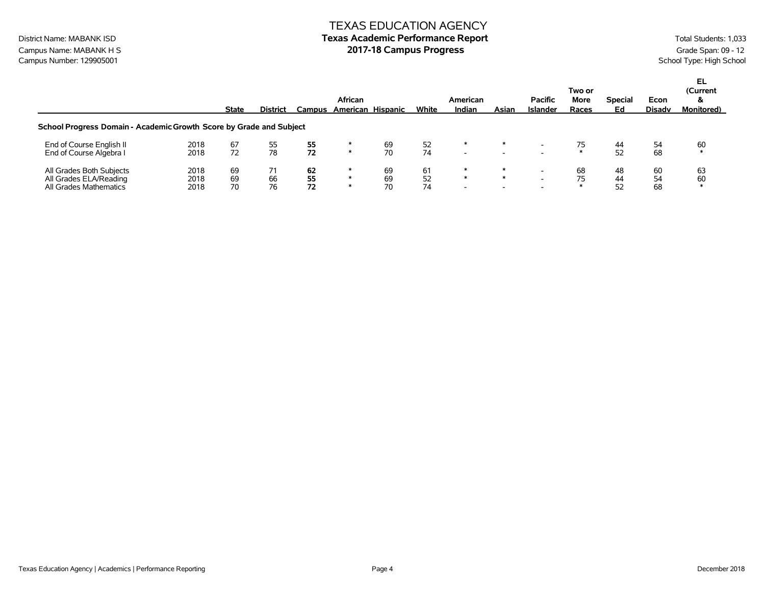# TEXAS EDUCATION AGENCY
## Texas Academic Performance Report
## 2017-18 Campus Progress

District Name: MABANK ISD
Campus Name: MABANK H S
Campus Number: 129905001

Total Students: 1,033
Grade Span: 09 - 12
School Type: High School

| | | State | District | Campus | African American | Hispanic | White | American Indian | Asian | Pacific Islander | Two or More Races | Special Ed | Econ Disadv | EL (Current & Monitored) |
|---|---|---|---|---|---|---|---|---|---|---|---|---|---|---|
| **School Progress Domain - Academic Growth Score by Grade and Subject** | | | | | | | | | | | | | | |
| End of Course English II | 2018 | 67 | 55 | **55** | * | 69 | 52 | * | * | - | 75 | 44 | 54 | 60 |
| End of Course Algebra I | 2018 | 72 | 78 | **72** | * | 70 | 74 | - | - | - | * | 52 | 68 | * |
| All Grades Both Subjects | 2018 | 69 | 71 | **62** | * | 69 | 61 | * | * | - | 68 | 48 | 60 | 63 |
| All Grades ELA/Reading | 2018 | 69 | 66 | **55** | * | 69 | 52 | * | * | - | 75 | 44 | 54 | 60 |
| All Grades Mathematics | 2018 | 70 | 76 | **72** | * | 70 | 74 | - | - | - | * | 52 | 68 | * |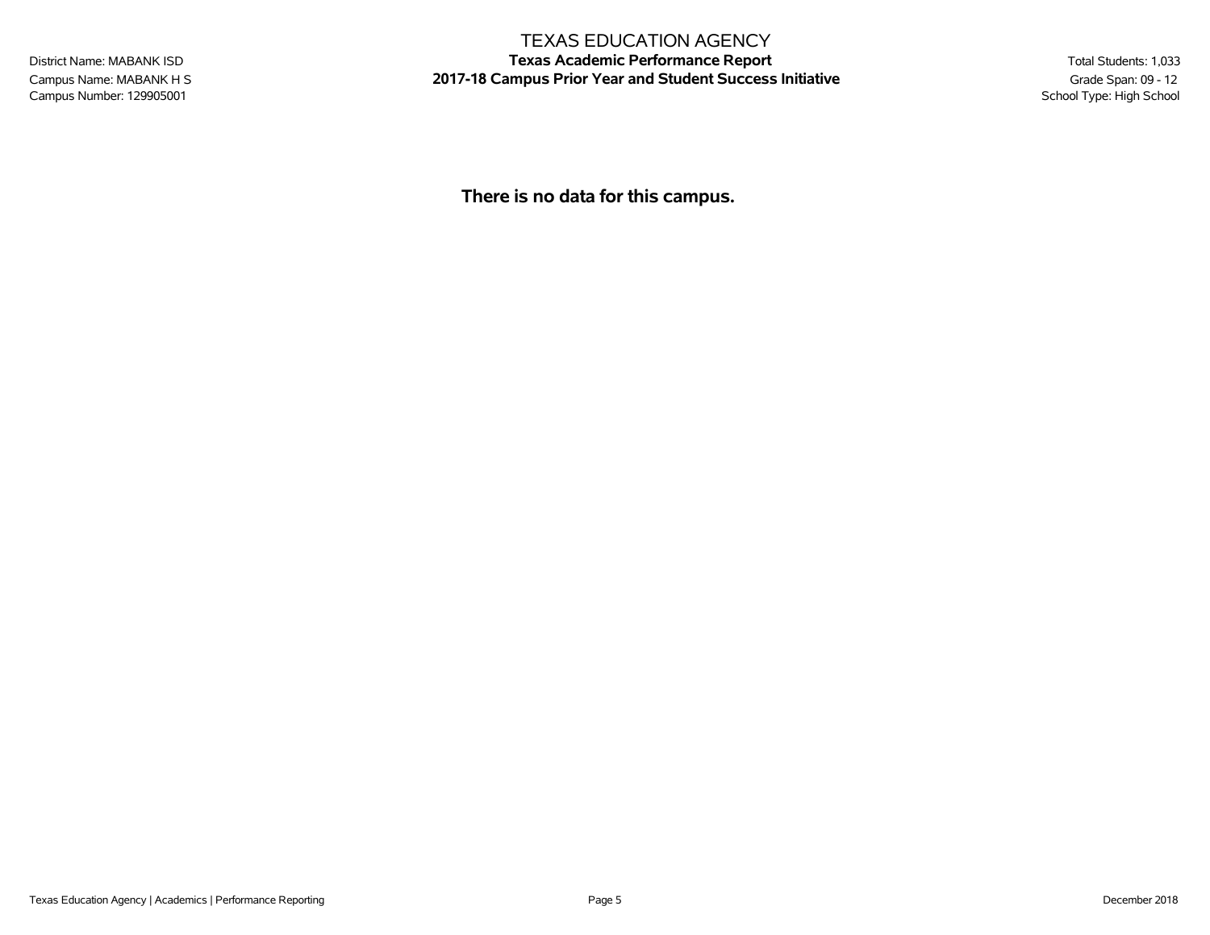TEXAS EDUCATION AGENCY

District Name: MABANK ISD
Campus Name: MABANK H S
Campus Number: 129905001

**Texas Academic Performance Report**
**2017-18 Campus Prior Year and Student Success Initiative**

Total Students: 1,033
Grade Span: 09 - 12
School Type: High School

**There is no data for this campus.**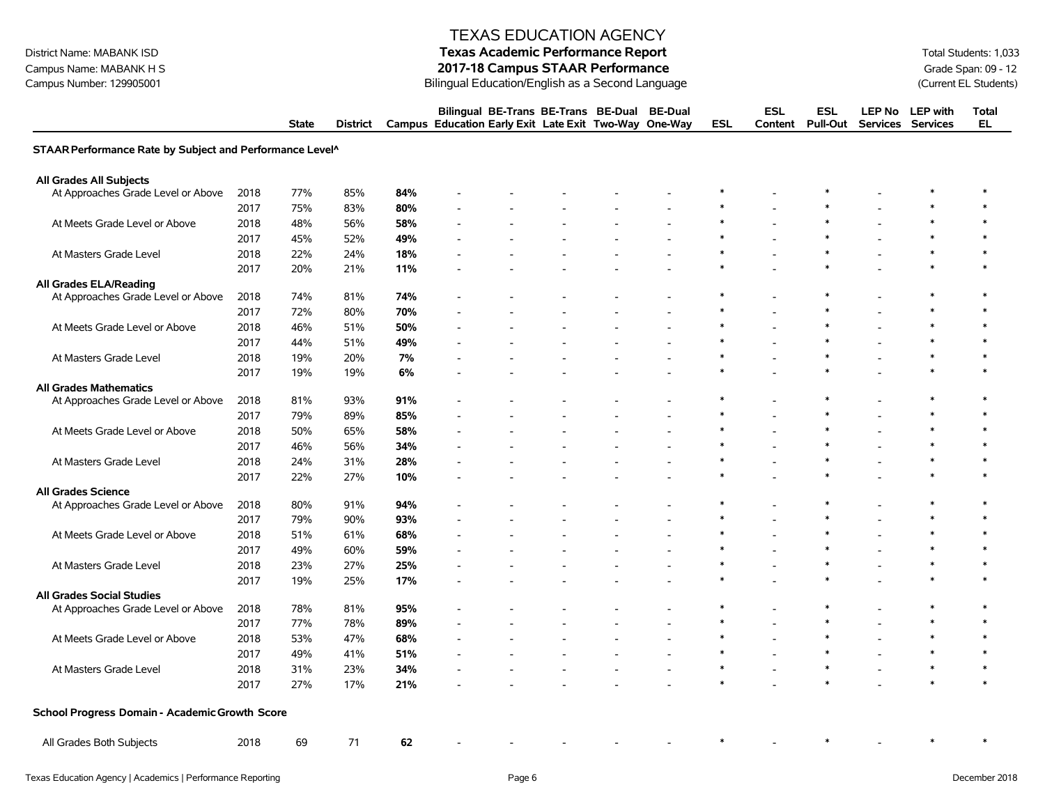TEXAS EDUCATION AGENCY

District Name: MABANK ISD
Campus Name: MABANK H S
Campus Number: 129905001

# Texas Academic Performance Report
## 2017-18 Campus STAAR Performance
Bilingual Education/English as a Second Language

Total Students: 1,033
Grade Span: 09 - 12
(Current EL Students)

| | | State | District | Campus | Bilingual Education | BE-Trans Early Exit | BE-Trans Late Exit | BE-Dual Two-Way | BE-Dual One-Way | ESL | ESL Content | ESL Pull-Out | LEP No Services | LEP with Services | Total EL |
|---|---|---|---|---|---|---|---|---|---|---|---|---|---|---|---|
| **STAAR Performance Rate by Subject and Performance Level^** | | | | | | | | | | | | | | | |
| **All Grades All Subjects** | | | | | | | | | | | | | | | |
| At Approaches Grade Level or Above | 2018 | 77% | 85% | **84%** | - | - | - | - | - | * | - | * | - | * | * |
| | 2017 | 75% | 83% | **80%** | - | - | - | - | - | * | - | * | - | * | * |
| At Meets Grade Level or Above | 2018 | 48% | 56% | **58%** | - | - | - | - | - | * | - | * | - | * | * |
| | 2017 | 45% | 52% | **49%** | - | - | - | - | - | * | - | * | - | * | * |
| At Masters Grade Level | 2018 | 22% | 24% | **18%** | - | - | - | - | - | * | - | * | - | * | * |
| | 2017 | 20% | 21% | **11%** | - | - | - | - | - | * | - | * | - | * | * |
| **All Grades ELA/Reading** | | | | | | | | | | | | | | | |
| At Approaches Grade Level or Above | 2018 | 74% | 81% | **74%** | - | - | - | - | - | * | - | * | - | * | * |
| | 2017 | 72% | 80% | **70%** | - | - | - | - | - | * | - | * | - | * | * |
| At Meets Grade Level or Above | 2018 | 46% | 51% | **50%** | - | - | - | - | - | * | - | * | - | * | * |
| | 2017 | 44% | 51% | **49%** | - | - | - | - | - | * | - | * | - | * | * |
| At Masters Grade Level | 2018 | 19% | 20% | **7%** | - | - | - | - | - | * | - | * | - | * | * |
| | 2017 | 19% | 19% | **6%** | - | - | - | - | - | * | - | * | - | * | * |
| **All Grades Mathematics** | | | | | | | | | | | | | | | |
| At Approaches Grade Level or Above | 2018 | 81% | 93% | **91%** | - | - | - | - | - | * | - | * | - | * | * |
| | 2017 | 79% | 89% | **85%** | - | - | - | - | - | * | - | * | - | * | * |
| At Meets Grade Level or Above | 2018 | 50% | 65% | **58%** | - | - | - | - | - | * | - | * | - | * | * |
| | 2017 | 46% | 56% | **34%** | - | - | - | - | - | * | - | * | - | * | * |
| At Masters Grade Level | 2018 | 24% | 31% | **28%** | - | - | - | - | - | * | - | * | - | * | * |
| | 2017 | 22% | 27% | **10%** | - | - | - | - | - | * | - | * | - | * | * |
| **All Grades Science** | | | | | | | | | | | | | | | |
| At Approaches Grade Level or Above | 2018 | 80% | 91% | **94%** | - | - | - | - | - | * | - | * | - | * | * |
| | 2017 | 79% | 90% | **93%** | - | - | - | - | - | * | - | * | - | * | * |
| At Meets Grade Level or Above | 2018 | 51% | 61% | **68%** | - | - | - | - | - | * | - | * | - | * | * |
| | 2017 | 49% | 60% | **59%** | - | - | - | - | - | * | - | * | - | * | * |
| At Masters Grade Level | 2018 | 23% | 27% | **25%** | - | - | - | - | - | * | - | * | - | * | * |
| | 2017 | 19% | 25% | **17%** | - | - | - | - | - | * | - | * | - | * | * |
| **All Grades Social Studies** | | | | | | | | | | | | | | | |
| At Approaches Grade Level or Above | 2018 | 78% | 81% | **95%** | - | - | - | - | - | * | - | * | - | * | * |
| | 2017 | 77% | 78% | **89%** | - | - | - | - | - | * | - | * | - | * | * |
| At Meets Grade Level or Above | 2018 | 53% | 47% | **68%** | - | - | - | - | - | * | - | * | - | * | * |
| | 2017 | 49% | 41% | **51%** | - | - | - | - | - | * | - | * | - | * | * |
| At Masters Grade Level | 2018 | 31% | 23% | **34%** | - | - | - | - | - | * | - | * | - | * | * |
| | 2017 | 27% | 17% | **21%** | - | - | - | - | - | * | - | * | - | * | * |
| **School Progress Domain - Academic Growth Score** | | | | | | | | | | | | | | | |
| All Grades Both Subjects | 2018 | 69 | 71 | **62** | - | - | - | - | - | * | - | * | - | * | * |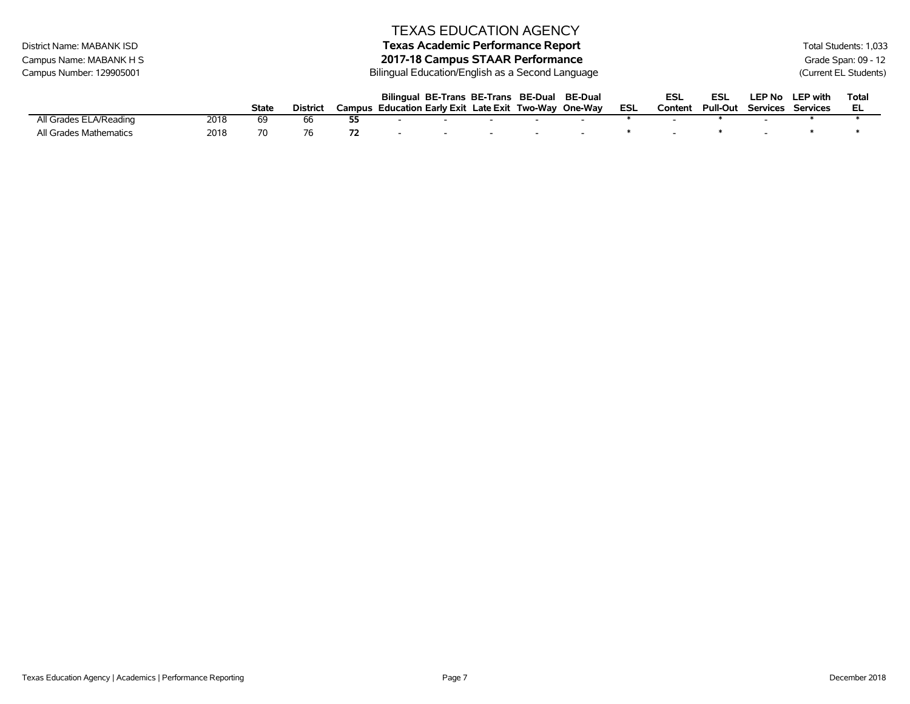TEXAS EDUCATION AGENCY

District Name: MABANK ISD

Campus Name: MABANK H S

Campus Number: 129905001

**Texas Academic Performance Report**

**2017-18 Campus STAAR Performance**

Bilingual Education/English as a Second Language

Total Students: 1,033

Grade Span: 09 - 12

(Current EL Students)

| | | State | District | Campus | Bilingual Education | BE-Trans Early Exit | BE-Trans Late Exit | BE-Dual Two-Way | BE-Dual One-Way | ESL | ESL Content | ESL Pull-Out | LEP No Services | LEP with Services | Total EL |
|---|---|---|---|---|---|---|---|---|---|---|---|---|---|---|---|
| All Grades ELA/Reading | 2018 | 69 | 66 | **55** | - | - | - | - | - | * | - | * | - | * | * |
| All Grades Mathematics | 2018 | 70 | 76 | **72** | - | - | - | - | - | * | - | * | - | * | * |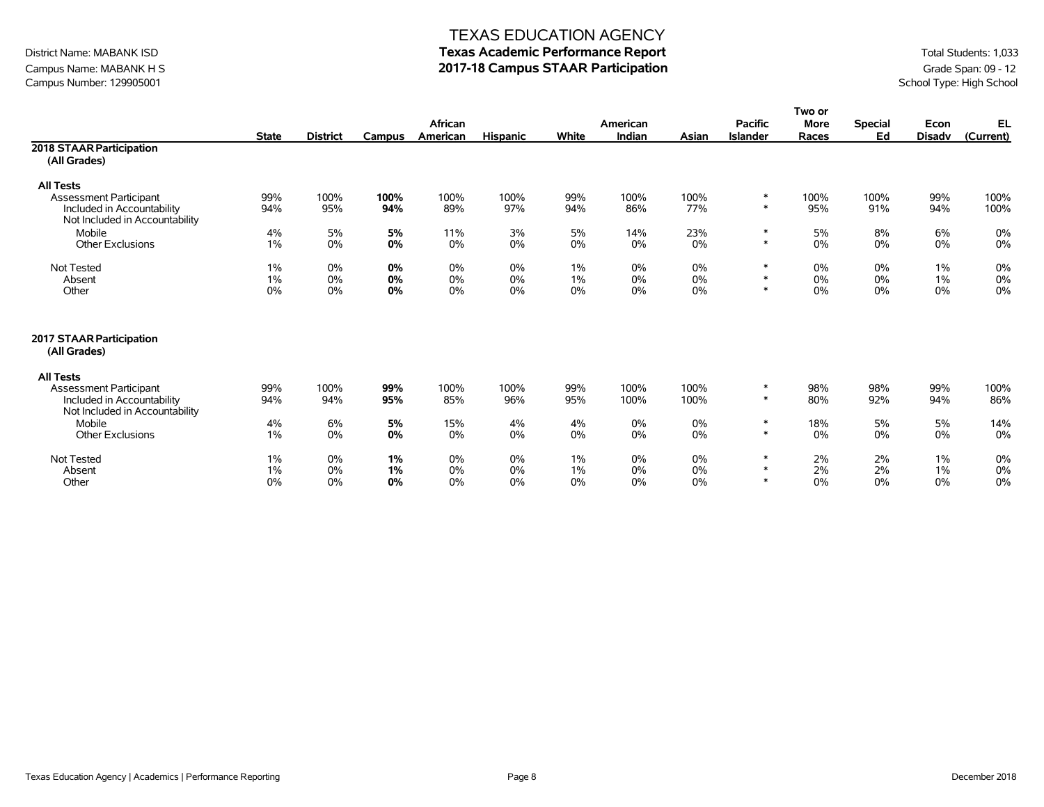# TEXAS EDUCATION AGENCY

## Texas Academic Performance Report
## 2017-18 Campus STAAR Participation

District Name: MABANK ISD
Campus Name: MABANK H S
Campus Number: 129905001

Total Students: 1,033
Grade Span: 09 - 12
School Type: High School

| | State | District | Campus | African American | Hispanic | White | American Indian | Asian | Pacific Islander | Two or More Races | Special Ed | Econ Disadv | EL (Current) |
|---|---|---|---|---|---|---|---|---|---|---|---|---|---|
| **2018 STAAR Participation (All Grades)** | | | | | | | | | | | | | |
| **All Tests** | | | | | | | | | | | | | |
| Assessment Participant | 99% | 100% | **100%** | 100% | 100% | 99% | 100% | 100% | * | 100% | 100% | 99% | 100% |
| Included in Accountability | 94% | 95% | **94%** | 89% | 97% | 94% | 86% | 77% | * | 95% | 91% | 94% | 100% |
| Not Included in Accountability | | | | | | | | | | | | | |
| Mobile | 4% | 5% | **5%** | 11% | 3% | 5% | 14% | 23% | * | 5% | 8% | 6% | 0% |
| Other Exclusions | 1% | 0% | **0%** | 0% | 0% | 0% | 0% | 0% | * | 0% | 0% | 0% | 0% |
| Not Tested | 1% | 0% | **0%** | 0% | 0% | 1% | 0% | 0% | * | 0% | 0% | 1% | 0% |
| Absent | 1% | 0% | **0%** | 0% | 0% | 1% | 0% | 0% | * | 0% | 0% | 1% | 0% |
| Other | 0% | 0% | **0%** | 0% | 0% | 0% | 0% | 0% | * | 0% | 0% | 0% | 0% |
| **2017 STAAR Participation (All Grades)** | | | | | | | | | | | | | |
| **All Tests** | | | | | | | | | | | | | |
| Assessment Participant | 99% | 100% | **99%** | 100% | 100% | 99% | 100% | 100% | * | 98% | 98% | 99% | 100% |
| Included in Accountability | 94% | 94% | **95%** | 85% | 96% | 95% | 100% | 100% | * | 80% | 92% | 94% | 86% |
| Not Included in Accountability | | | | | | | | | | | | | |
| Mobile | 4% | 6% | **5%** | 15% | 4% | 4% | 0% | 0% | * | 18% | 5% | 5% | 14% |
| Other Exclusions | 1% | 0% | **0%** | 0% | 0% | 0% | 0% | 0% | * | 0% | 0% | 0% | 0% |
| Not Tested | 1% | 0% | **1%** | 0% | 0% | 1% | 0% | 0% | * | 2% | 2% | 1% | 0% |
| Absent | 1% | 0% | **1%** | 0% | 0% | 1% | 0% | 0% | * | 2% | 2% | 1% | 0% |
| Other | 0% | 0% | **0%** | 0% | 0% | 0% | 0% | 0% | * | 0% | 0% | 0% | 0% |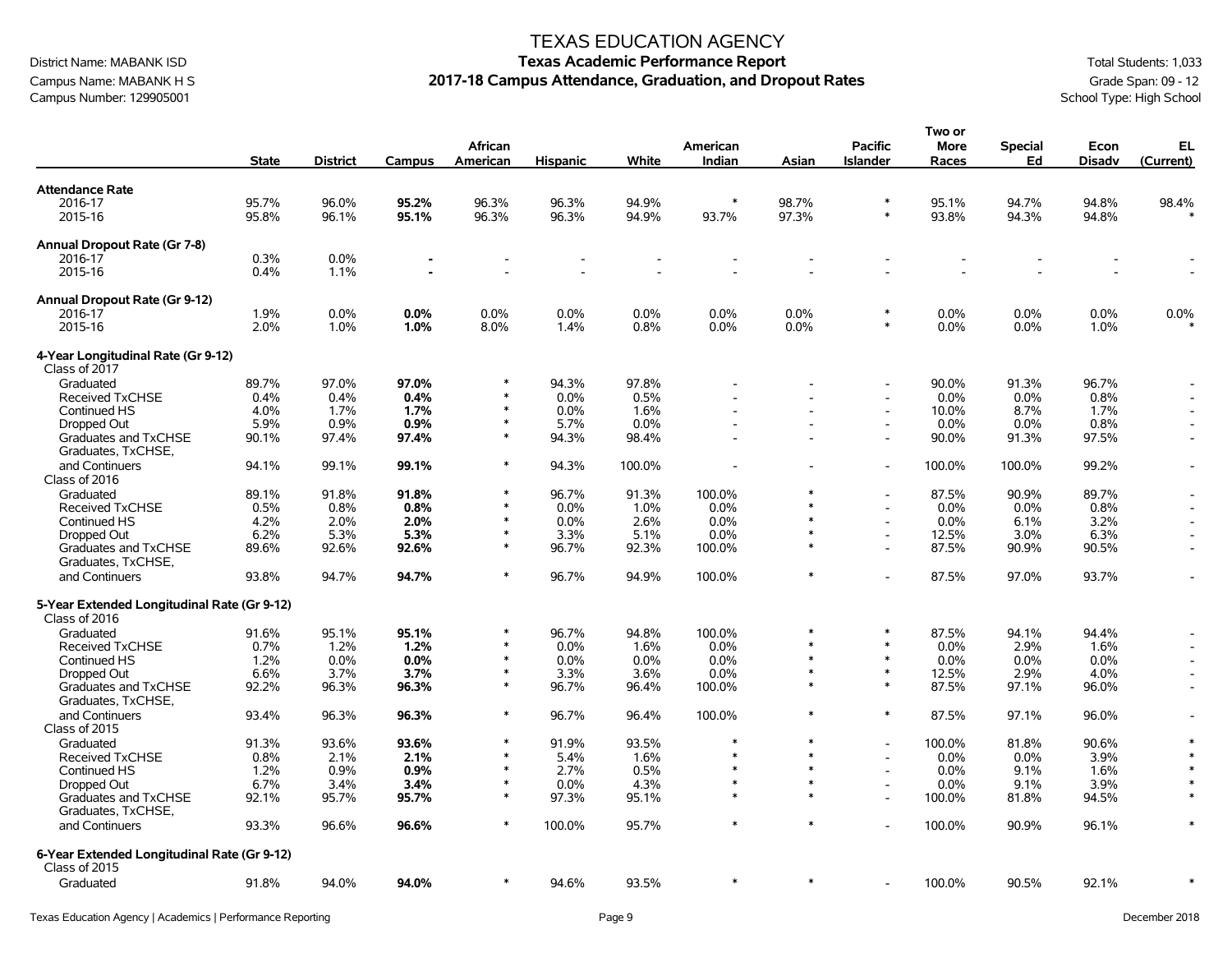# TEXAS EDUCATION AGENCY
## Texas Academic Performance Report
## 2017-18 Campus Attendance, Graduation, and Dropout Rates

District Name: MABANK ISD
Campus Name: MABANK H S
Campus Number: 129905001

Total Students: 1,033
Grade Span: 09 - 12
School Type: High School

| | State | District | Campus | African American | Hispanic | White | American Indian | Asian | Pacific Islander | Two or More Races | Special Ed | Econ Disadv | EL (Current) |
|---|---|---|---|---|---|---|---|---|---|---|---|---|---|
| **Attendance Rate** | | | | | | | | | | | | | |
| 2016-17 | 95.7% | 96.0% | **95.2%** | 96.3% | 96.3% | 94.9% | * | 98.7% | * | 95.1% | 94.7% | 94.8% | 98.4% |
| 2015-16 | 95.8% | 96.1% | **95.1%** | 96.3% | 96.3% | 94.9% | 93.7% | 97.3% | * | 93.8% | 94.3% | 94.8% | * |
| **Annual Dropout Rate (Gr 7-8)** | | | | | | | | | | | | | |
| 2016-17 | 0.3% | 0.0% | **-** | - | - | - | - | - | - | - | - | - | - |
| 2015-16 | 0.4% | 1.1% | **-** | - | - | - | - | - | - | - | - | - | - |
| **Annual Dropout Rate (Gr 9-12)** | | | | | | | | | | | | | |
| 2016-17 | 1.9% | 0.0% | **0.0%** | 0.0% | 0.0% | 0.0% | 0.0% | 0.0% | * | 0.0% | 0.0% | 0.0% | 0.0% |
| 2015-16 | 2.0% | 1.0% | **1.0%** | 8.0% | 1.4% | 0.8% | 0.0% | 0.0% | * | 0.0% | 0.0% | 1.0% | * |
| **4-Year Longitudinal Rate (Gr 9-12)** | | | | | | | | | | | | | |
| Class of 2017 | | | | | | | | | | | | | |
| Graduated | 89.7% | 97.0% | **97.0%** | * | 94.3% | 97.8% | - | - | - | 90.0% | 91.3% | 96.7% | - |
| Received TxCHSE | 0.4% | 0.4% | **0.4%** | * | 0.0% | 0.5% | - | - | - | 0.0% | 0.0% | 0.8% | - |
| Continued HS | 4.0% | 1.7% | **1.7%** | * | 0.0% | 1.6% | - | - | - | 10.0% | 8.7% | 1.7% | - |
| Dropped Out | 5.9% | 0.9% | **0.9%** | * | 5.7% | 0.0% | - | - | - | 0.0% | 0.0% | 0.8% | - |
| Graduates and TxCHSE | 90.1% | 97.4% | **97.4%** | * | 94.3% | 98.4% | - | - | - | 90.0% | 91.3% | 97.5% | - |
| Graduates, TxCHSE, and Continuers | 94.1% | 99.1% | **99.1%** | * | 94.3% | 100.0% | - | - | - | 100.0% | 100.0% | 99.2% | - |
| Class of 2016 | | | | | | | | | | | | | |
| Graduated | 89.1% | 91.8% | **91.8%** | * | 96.7% | 91.3% | 100.0% | * | - | 87.5% | 90.9% | 89.7% | - |
| Received TxCHSE | 0.5% | 0.8% | **0.8%** | * | 0.0% | 1.0% | 0.0% | * | - | 0.0% | 0.0% | 0.8% | - |
| Continued HS | 4.2% | 2.0% | **2.0%** | * | 0.0% | 2.6% | 0.0% | * | - | 0.0% | 6.1% | 3.2% | - |
| Dropped Out | 6.2% | 5.3% | **5.3%** | * | 3.3% | 5.1% | 0.0% | * | - | 12.5% | 3.0% | 6.3% | - |
| Graduates and TxCHSE | 89.6% | 92.6% | **92.6%** | * | 96.7% | 92.3% | 100.0% | * | - | 87.5% | 90.9% | 90.5% | - |
| Graduates, TxCHSE, and Continuers | 93.8% | 94.7% | **94.7%** | * | 96.7% | 94.9% | 100.0% | * | - | 87.5% | 97.0% | 93.7% | - |
| **5-Year Extended Longitudinal Rate (Gr 9-12)** | | | | | | | | | | | | | |
| Class of 2016 | | | | | | | | | | | | | |
| Graduated | 91.6% | 95.1% | **95.1%** | * | 96.7% | 94.8% | 100.0% | * | * | 87.5% | 94.1% | 94.4% | - |
| Received TxCHSE | 0.7% | 1.2% | **1.2%** | * | 0.0% | 1.6% | 0.0% | * | * | 0.0% | 2.9% | 1.6% | - |
| Continued HS | 1.2% | 0.0% | **0.0%** | * | 0.0% | 0.0% | 0.0% | * | * | 0.0% | 0.0% | 0.0% | - |
| Dropped Out | 6.6% | 3.7% | **3.7%** | * | 3.3% | 3.6% | 0.0% | * | * | 12.5% | 2.9% | 4.0% | - |
| Graduates and TxCHSE | 92.2% | 96.3% | **96.3%** | * | 96.7% | 96.4% | 100.0% | * | * | 87.5% | 97.1% | 96.0% | - |
| Graduates, TxCHSE, and Continuers | 93.4% | 96.3% | **96.3%** | * | 96.7% | 96.4% | 100.0% | * | * | 87.5% | 97.1% | 96.0% | - |
| Class of 2015 | | | | | | | | | | | | | |
| Graduated | 91.3% | 93.6% | **93.6%** | * | 91.9% | 93.5% | * | * | - | 100.0% | 81.8% | 90.6% | * |
| Received TxCHSE | 0.8% | 2.1% | **2.1%** | * | 5.4% | 1.6% | * | * | - | 0.0% | 0.0% | 3.9% | * |
| Continued HS | 1.2% | 0.9% | **0.9%** | * | 2.7% | 0.5% | * | * | - | 0.0% | 9.1% | 1.6% | * |
| Dropped Out | 6.7% | 3.4% | **3.4%** | * | 0.0% | 4.3% | * | * | - | 0.0% | 9.1% | 3.9% | * |
| Graduates and TxCHSE | 92.1% | 95.7% | **95.7%** | * | 97.3% | 95.1% | * | * | - | 100.0% | 81.8% | 94.5% | * |
| Graduates, TxCHSE, and Continuers | 93.3% | 96.6% | **96.6%** | * | 100.0% | 95.7% | * | * | - | 100.0% | 90.9% | 96.1% | * |
| **6-Year Extended Longitudinal Rate (Gr 9-12)** | | | | | | | | | | | | | |
| Class of 2015 | | | | | | | | | | | | | |
| Graduated | 91.8% | 94.0% | **94.0%** | * | 94.6% | 93.5% | * | * | - | 100.0% | 90.5% | 92.1% | * |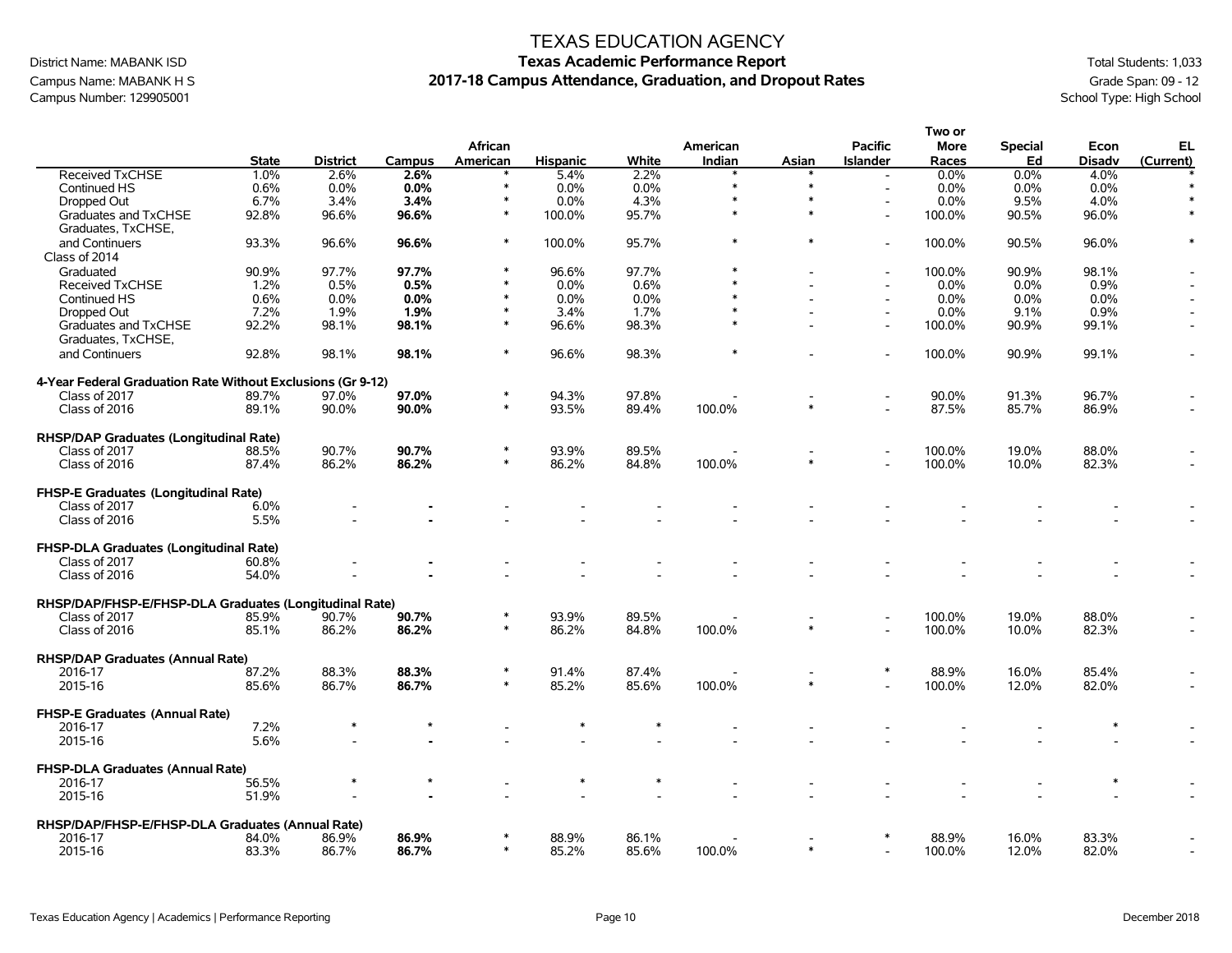TEXAS EDUCATION AGENCY

District Name: MABANK ISD

Campus Name: MABANK H S

Campus Number: 129905001

**Texas Academic Performance Report**

**2017-18 Campus Attendance, Graduation, and Dropout Rates**

Total Students: 1,033

Grade Span: 09 - 12

School Type: High School

| | State | District | Campus | African American | Hispanic | White | American Indian | Asian | Pacific Islander | Two or More Races | Special Ed | Econ Disadv | EL (Current) |
|---|---|---|---|---|---|---|---|---|---|---|---|---|---|
| Received TxCHSE | 1.0% | 2.6% | **2.6%** | * | 5.4% | 2.2% | * | * | - | 0.0% | 0.0% | 4.0% | * |
| Continued HS | 0.6% | 0.0% | **0.0%** | * | 0.0% | 0.0% | * | * | - | 0.0% | 0.0% | 0.0% | * |
| Dropped Out | 6.7% | 3.4% | **3.4%** | * | 0.0% | 4.3% | * | * | - | 0.0% | 9.5% | 4.0% | * |
| Graduates and TxCHSE | 92.8% | 96.6% | **96.6%** | * | 100.0% | 95.7% | * | * | - | 100.0% | 90.5% | 96.0% | * |
| Graduates, TxCHSE, and Continuers | 93.3% | 96.6% | **96.6%** | * | 100.0% | 95.7% | * | * | - | 100.0% | 90.5% | 96.0% | * |
| Class of 2014 | | | | | | | | | | | | | |
| Graduated | 90.9% | 97.7% | **97.7%** | * | 96.6% | 97.7% | * | - | - | 100.0% | 90.9% | 98.1% | - |
| Received TxCHSE | 1.2% | 0.5% | **0.5%** | * | 0.0% | 0.6% | * | - | - | 0.0% | 0.0% | 0.9% | - |
| Continued HS | 0.6% | 0.0% | **0.0%** | * | 0.0% | 0.0% | * | - | - | 0.0% | 0.0% | 0.0% | - |
| Dropped Out | 7.2% | 1.9% | **1.9%** | * | 3.4% | 1.7% | * | - | - | 0.0% | 9.1% | 0.9% | - |
| Graduates and TxCHSE | 92.2% | 98.1% | **98.1%** | * | 96.6% | 98.3% | * | - | - | 100.0% | 90.9% | 99.1% | - |
| Graduates, TxCHSE, and Continuers | 92.8% | 98.1% | **98.1%** | * | 96.6% | 98.3% | * | - | - | 100.0% | 90.9% | 99.1% | - |
| **4-Year Federal Graduation Rate Without Exclusions (Gr 9-12)** | | | | | | | | | | | | | |
| Class of 2017 | 89.7% | 97.0% | **97.0%** | * | 94.3% | 97.8% | - | - | - | 90.0% | 91.3% | 96.7% | - |
| Class of 2016 | 89.1% | 90.0% | **90.0%** | * | 93.5% | 89.4% | 100.0% | * | - | 87.5% | 85.7% | 86.9% | - |
| **RHSP/DAP Graduates (Longitudinal Rate)** | | | | | | | | | | | | | |
| Class of 2017 | 88.5% | 90.7% | **90.7%** | * | 93.9% | 89.5% | - | - | - | 100.0% | 19.0% | 88.0% | - |
| Class of 2016 | 87.4% | 86.2% | **86.2%** | * | 86.2% | 84.8% | 100.0% | * | - | 100.0% | 10.0% | 82.3% | - |
| **FHSP-E Graduates (Longitudinal Rate)** | | | | | | | | | | | | | |
| Class of 2017 | 6.0% | - | **-** | - | - | - | - | - | - | - | - | - | - |
| Class of 2016 | 5.5% | - | **-** | - | - | - | - | - | - | - | - | - | - |
| **FHSP-DLA Graduates (Longitudinal Rate)** | | | | | | | | | | | | | |
| Class of 2017 | 60.8% | - | **-** | - | - | - | - | - | - | - | - | - | - |
| Class of 2016 | 54.0% | - | **-** | - | - | - | - | - | - | - | - | - | - |
| **RHSP/DAP/FHSP-E/FHSP-DLA Graduates (Longitudinal Rate)** | | | | | | | | | | | | | |
| Class of 2017 | 85.9% | 90.7% | **90.7%** | * | 93.9% | 89.5% | - | - | - | 100.0% | 19.0% | 88.0% | - |
| Class of 2016 | 85.1% | 86.2% | **86.2%** | * | 86.2% | 84.8% | 100.0% | * | - | 100.0% | 10.0% | 82.3% | - |
| **RHSP/DAP Graduates (Annual Rate)** | | | | | | | | | | | | | |
| 2016-17 | 87.2% | 88.3% | **88.3%** | * | 91.4% | 87.4% | - | - | * | 88.9% | 16.0% | 85.4% | - |
| 2015-16 | 85.6% | 86.7% | **86.7%** | * | 85.2% | 85.6% | 100.0% | * | - | 100.0% | 12.0% | 82.0% | - |
| **FHSP-E Graduates (Annual Rate)** | | | | | | | | | | | | | |
| 2016-17 | 7.2% | * | * | - | * | * | - | - | - | - | - | * | - |
| 2015-16 | 5.6% | - | **-** | - | - | - | - | - | - | - | - | - | - |
| **FHSP-DLA Graduates (Annual Rate)** | | | | | | | | | | | | | |
| 2016-17 | 56.5% | * | * | - | * | * | - | - | - | - | - | * | - |
| 2015-16 | 51.9% | - | **-** | - | - | - | - | - | - | - | - | - | - |
| **RHSP/DAP/FHSP-E/FHSP-DLA Graduates (Annual Rate)** | | | | | | | | | | | | | |
| 2016-17 | 84.0% | 86.9% | **86.9%** | * | 88.9% | 86.1% | - | - | * | 88.9% | 16.0% | 83.3% | - |
| 2015-16 | 83.3% | 86.7% | **86.7%** | * | 85.2% | 85.6% | 100.0% | * | - | 100.0% | 12.0% | 82.0% | - |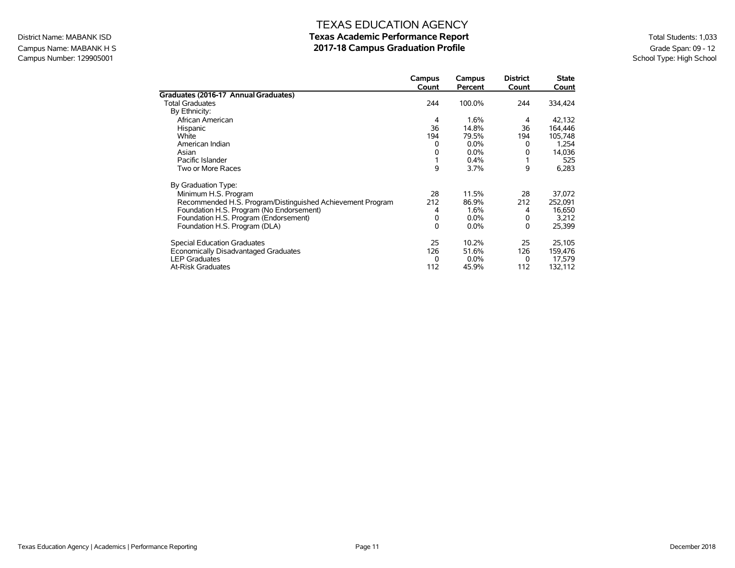# TEXAS EDUCATION AGENCY

## Texas Academic Performance Report

## 2017-18 Campus Graduation Profile

District Name: MABANK ISD
Campus Name: MABANK H S
Campus Number: 129905001

Total Students: 1,033
Grade Span: 09 - 12
School Type: High School

| | Campus Count | Campus Percent | District Count | State Count |
|---|---|---|---|---|
| **Graduates (2016-17 Annual Graduates)** | | | | |
| Total Graduates | 244 | 100.0% | 244 | 334,424 |
| By Ethnicity: | | | | |
| African American | 4 | 1.6% | 4 | 42,132 |
| Hispanic | 36 | 14.8% | 36 | 164,446 |
| White | 194 | 79.5% | 194 | 105,748 |
| American Indian | 0 | 0.0% | 0 | 1,254 |
| Asian | 0 | 0.0% | 0 | 14,036 |
| Pacific Islander | 1 | 0.4% | 1 | 525 |
| Two or More Races | 9 | 3.7% | 9 | 6,283 |
| By Graduation Type: | | | | |
| Minimum H.S. Program | 28 | 11.5% | 28 | 37,072 |
| Recommended H.S. Program/Distinguished Achievement Program | 212 | 86.9% | 212 | 252,091 |
| Foundation H.S. Program (No Endorsement) | 4 | 1.6% | 4 | 16,650 |
| Foundation H.S. Program (Endorsement) | 0 | 0.0% | 0 | 3,212 |
| Foundation H.S. Program (DLA) | 0 | 0.0% | 0 | 25,399 |
| Special Education Graduates | 25 | 10.2% | 25 | 25,105 |
| Economically Disadvantaged Graduates | 126 | 51.6% | 126 | 159,476 |
| LEP Graduates | 0 | 0.0% | 0 | 17,579 |
| At-Risk Graduates | 112 | 45.9% | 112 | 132,112 |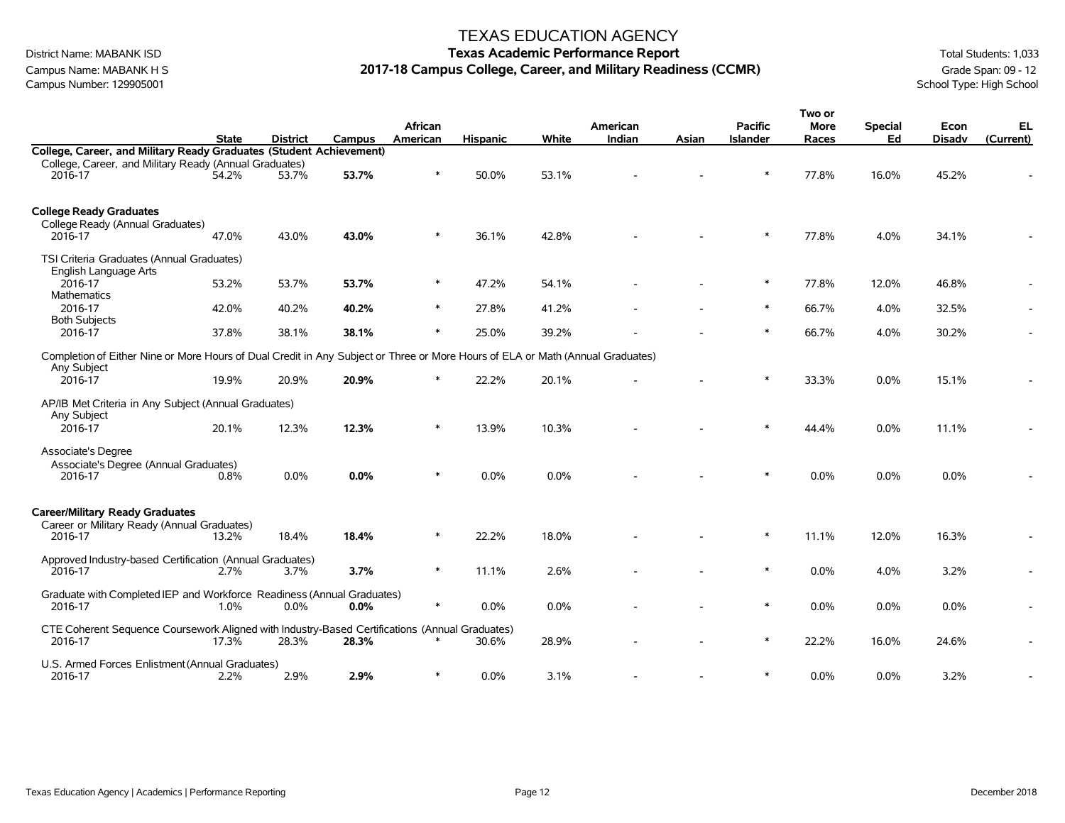# TEXAS EDUCATION AGENCY

District Name: MABANK ISD
Campus Name: MABANK H S
Campus Number: 129905001

## Texas Academic Performance Report
## 2017-18 Campus College, Career, and Military Readiness (CCMR)

Total Students: 1,033
Grade Span: 09 - 12
School Type: High School

| | State | District | Campus | African American | Hispanic | White | American Indian | Asian | Pacific Islander | Two or More Races | Special Ed | Econ Disadv | EL (Current) |
|---|---|---|---|---|---|---|---|---|---|---|---|---|---|
| **College, Career, and Military Ready Graduates (Student Achievement)** | | | | | | | | | | | | | |
| College, Career, and Military Ready (Annual Graduates) | | | | | | | | | | | | | |
| 2016-17 | 54.2% | 53.7% | **53.7%** | * | 50.0% | 53.1% | - | - | * | 77.8% | 16.0% | 45.2% | - |
| **College Ready Graduates** | | | | | | | | | | | | | |
| College Ready (Annual Graduates) | | | | | | | | | | | | | |
| 2016-17 | 47.0% | 43.0% | **43.0%** | * | 36.1% | 42.8% | - | - | * | 77.8% | 4.0% | 34.1% | - |
| TSI Criteria Graduates (Annual Graduates) | | | | | | | | | | | | | |
| English Language Arts | | | | | | | | | | | | | |
| 2016-17 | 53.2% | 53.7% | **53.7%** | * | 47.2% | 54.1% | - | - | * | 77.8% | 12.0% | 46.8% | - |
| Mathematics | | | | | | | | | | | | | |
| 2016-17 | 42.0% | 40.2% | **40.2%** | * | 27.8% | 41.2% | - | - | * | 66.7% | 4.0% | 32.5% | - |
| Both Subjects | | | | | | | | | | | | | |
| 2016-17 | 37.8% | 38.1% | **38.1%** | * | 25.0% | 39.2% | - | - | * | 66.7% | 4.0% | 30.2% | - |
| Completion of Either Nine or More Hours of Dual Credit in Any Subject or Three or More Hours of ELA or Math (Annual Graduates) | | | | | | | | | | | | | |
| Any Subject | | | | | | | | | | | | | |
| 2016-17 | 19.9% | 20.9% | **20.9%** | * | 22.2% | 20.1% | - | - | * | 33.3% | 0.0% | 15.1% | - |
| AP/IB Met Criteria in Any Subject (Annual Graduates) | | | | | | | | | | | | | |
| Any Subject | | | | | | | | | | | | | |
| 2016-17 | 20.1% | 12.3% | **12.3%** | * | 13.9% | 10.3% | - | - | * | 44.4% | 0.0% | 11.1% | - |
| Associate's Degree | | | | | | | | | | | | | |
| Associate's Degree (Annual Graduates) | | | | | | | | | | | | | |
| 2016-17 | 0.8% | 0.0% | **0.0%** | * | 0.0% | 0.0% | - | - | * | 0.0% | 0.0% | 0.0% | - |
| **Career/Military Ready Graduates** | | | | | | | | | | | | | |
| Career or Military Ready (Annual Graduates) | | | | | | | | | | | | | |
| 2016-17 | 13.2% | 18.4% | **18.4%** | * | 22.2% | 18.0% | - | - | * | 11.1% | 12.0% | 16.3% | - |
| Approved Industry-based Certification (Annual Graduates) | | | | | | | | | | | | | |
| 2016-17 | 2.7% | 3.7% | **3.7%** | * | 11.1% | 2.6% | - | - | * | 0.0% | 4.0% | 3.2% | - |
| Graduate with Completed IEP and Workforce Readiness (Annual Graduates) | | | | | | | | | | | | | |
| 2016-17 | 1.0% | 0.0% | **0.0%** | * | 0.0% | 0.0% | - | - | * | 0.0% | 0.0% | 0.0% | - |
| CTE Coherent Sequence Coursework Aligned with Industry-Based Certifications (Annual Graduates) | | | | | | | | | | | | | |
| 2016-17 | 17.3% | 28.3% | **28.3%** | * | 30.6% | 28.9% | - | - | * | 22.2% | 16.0% | 24.6% | - |
| U.S. Armed Forces Enlistment (Annual Graduates) | | | | | | | | | | | | | |
| 2016-17 | 2.2% | 2.9% | **2.9%** | * | 0.0% | 3.1% | - | - | * | 0.0% | 0.0% | 3.2% | - |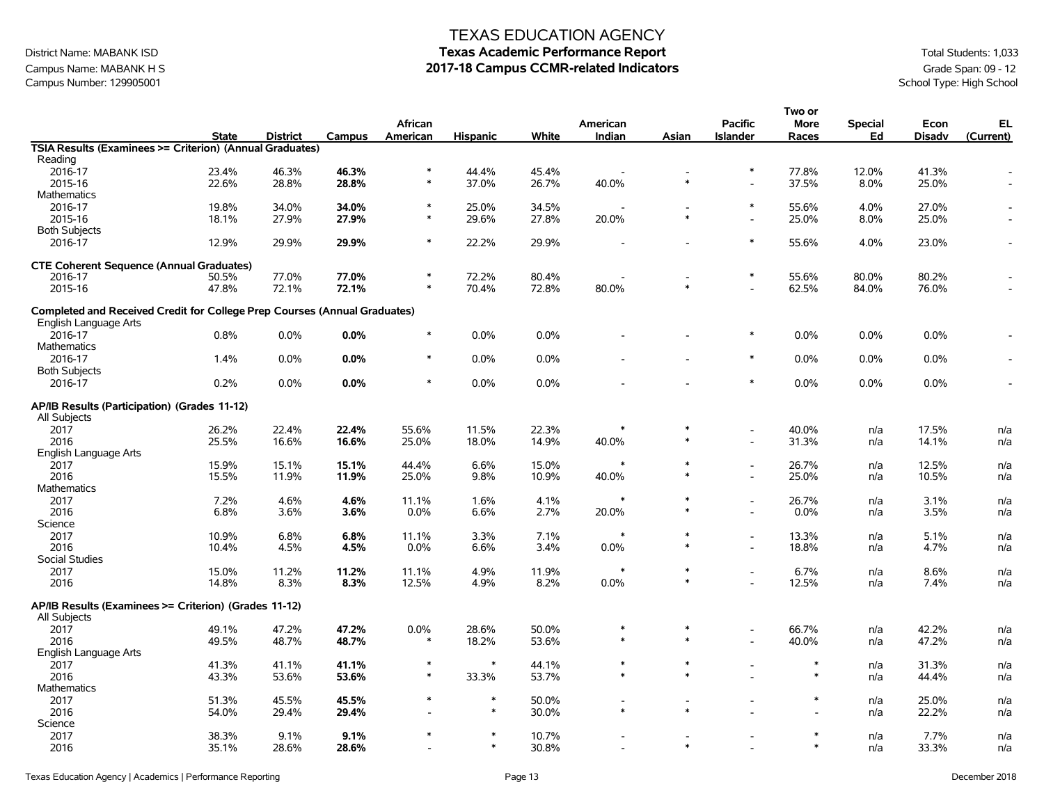# TEXAS EDUCATION AGENCY

District Name: MABANK ISD
Campus Name: MABANK H S
Campus Number: 129905001

## Texas Academic Performance Report
## 2017-18 Campus CCMR-related Indicators

Total Students: 1,033
Grade Span: 09 - 12
School Type: High School

| | State | District | Campus | African American | Hispanic | White | American Indian | Asian | Pacific Islander | Two or More Races | Special Ed | Econ Disadv | EL (Current) |
|---|---|---|---|---|---|---|---|---|---|---|---|---|---|
| **TSIA Results (Examinees >= Criterion) (Annual Graduates)** | | | | | | | | | | | | | |
| Reading | | | | | | | | | | | | | |
| 2016-17 | 23.4% | 46.3% | **46.3%** | * | 44.4% | 45.4% | - | - | * | 77.8% | 12.0% | 41.3% | - |
| 2015-16 | 22.6% | 28.8% | **28.8%** | * | 37.0% | 26.7% | 40.0% | * | - | 37.5% | 8.0% | 25.0% | - |
| Mathematics | | | | | | | | | | | | | |
| 2016-17 | 19.8% | 34.0% | **34.0%** | * | 25.0% | 34.5% | - | - | * | 55.6% | 4.0% | 27.0% | - |
| 2015-16 | 18.1% | 27.9% | **27.9%** | * | 29.6% | 27.8% | 20.0% | * | - | 25.0% | 8.0% | 25.0% | - |
| Both Subjects | | | | | | | | | | | | | |
| 2016-17 | 12.9% | 29.9% | **29.9%** | * | 22.2% | 29.9% | - | - | * | 55.6% | 4.0% | 23.0% | - |
| **CTE Coherent Sequence (Annual Graduates)** | | | | | | | | | | | | | |
| 2016-17 | 50.5% | 77.0% | **77.0%** | * | 72.2% | 80.4% | - | - | * | 55.6% | 80.0% | 80.2% | - |
| 2015-16 | 47.8% | 72.1% | **72.1%** | * | 70.4% | 72.8% | 80.0% | * | - | 62.5% | 84.0% | 76.0% | - |
| **Completed and Received Credit for College Prep Courses (Annual Graduates)** | | | | | | | | | | | | | |
| English Language Arts | | | | | | | | | | | | | |
| 2016-17 | 0.8% | 0.0% | **0.0%** | * | 0.0% | 0.0% | - | - | * | 0.0% | 0.0% | 0.0% | - |
| Mathematics | | | | | | | | | | | | | |
| 2016-17 | 1.4% | 0.0% | **0.0%** | * | 0.0% | 0.0% | - | - | * | 0.0% | 0.0% | 0.0% | - |
| Both Subjects | | | | | | | | | | | | | |
| 2016-17 | 0.2% | 0.0% | **0.0%** | * | 0.0% | 0.0% | - | - | * | 0.0% | 0.0% | 0.0% | - |
| **AP/IB Results (Participation) (Grades 11-12)** | | | | | | | | | | | | | |
| All Subjects | | | | | | | | | | | | | |
| 2017 | 26.2% | 22.4% | **22.4%** | 55.6% | 11.5% | 22.3% | * | * | - | 40.0% | n/a | 17.5% | n/a |
| 2016 | 25.5% | 16.6% | **16.6%** | 25.0% | 18.0% | 14.9% | 40.0% | * | - | 31.3% | n/a | 14.1% | n/a |
| English Language Arts | | | | | | | | | | | | | |
| 2017 | 15.9% | 15.1% | **15.1%** | 44.4% | 6.6% | 15.0% | * | * | - | 26.7% | n/a | 12.5% | n/a |
| 2016 | 15.5% | 11.9% | **11.9%** | 25.0% | 9.8% | 10.9% | 40.0% | * | - | 25.0% | n/a | 10.5% | n/a |
| Mathematics | | | | | | | | | | | | | |
| 2017 | 7.2% | 4.6% | **4.6%** | 11.1% | 1.6% | 4.1% | * | * | - | 26.7% | n/a | 3.1% | n/a |
| 2016 | 6.8% | 3.6% | **3.6%** | 0.0% | 6.6% | 2.7% | 20.0% | * | - | 0.0% | n/a | 3.5% | n/a |
| Science | | | | | | | | | | | | | |
| 2017 | 10.9% | 6.8% | **6.8%** | 11.1% | 3.3% | 7.1% | * | * | - | 13.3% | n/a | 5.1% | n/a |
| 2016 | 10.4% | 4.5% | **4.5%** | 0.0% | 6.6% | 3.4% | 0.0% | * | - | 18.8% | n/a | 4.7% | n/a |
| Social Studies | | | | | | | | | | | | | |
| 2017 | 15.0% | 11.2% | **11.2%** | 11.1% | 4.9% | 11.9% | * | * | - | 6.7% | n/a | 8.6% | n/a |
| 2016 | 14.8% | 8.3% | **8.3%** | 12.5% | 4.9% | 8.2% | 0.0% | * | - | 12.5% | n/a | 7.4% | n/a |
| **AP/IB Results (Examinees >= Criterion) (Grades 11-12)** | | | | | | | | | | | | | |
| All Subjects | | | | | | | | | | | | | |
| 2017 | 49.1% | 47.2% | **47.2%** | 0.0% | 28.6% | 50.0% | * | * | - | 66.7% | n/a | 42.2% | n/a |
| 2016 | 49.5% | 48.7% | **48.7%** | * | 18.2% | 53.6% | * | * | - | 40.0% | n/a | 47.2% | n/a |
| English Language Arts | | | | | | | | | | | | | |
| 2017 | 41.3% | 41.1% | **41.1%** | * | * | 44.1% | * | * | - | * | n/a | 31.3% | n/a |
| 2016 | 43.3% | 53.6% | **53.6%** | * | 33.3% | 53.7% | * | * | - | * | n/a | 44.4% | n/a |
| Mathematics | | | | | | | | | | | | | |
| 2017 | 51.3% | 45.5% | **45.5%** | * | * | 50.0% | - | - | - | * | n/a | 25.0% | n/a |
| 2016 | 54.0% | 29.4% | **29.4%** | - | * | 30.0% | * | * | - | - | n/a | 22.2% | n/a |
| Science | | | | | | | | | | | | | |
| 2017 | 38.3% | 9.1% | **9.1%** | * | * | 10.7% | - | - | - | * | n/a | 7.7% | n/a |
| 2016 | 35.1% | 28.6% | **28.6%** | - | * | 30.8% | - | * | - | * | n/a | 33.3% | n/a |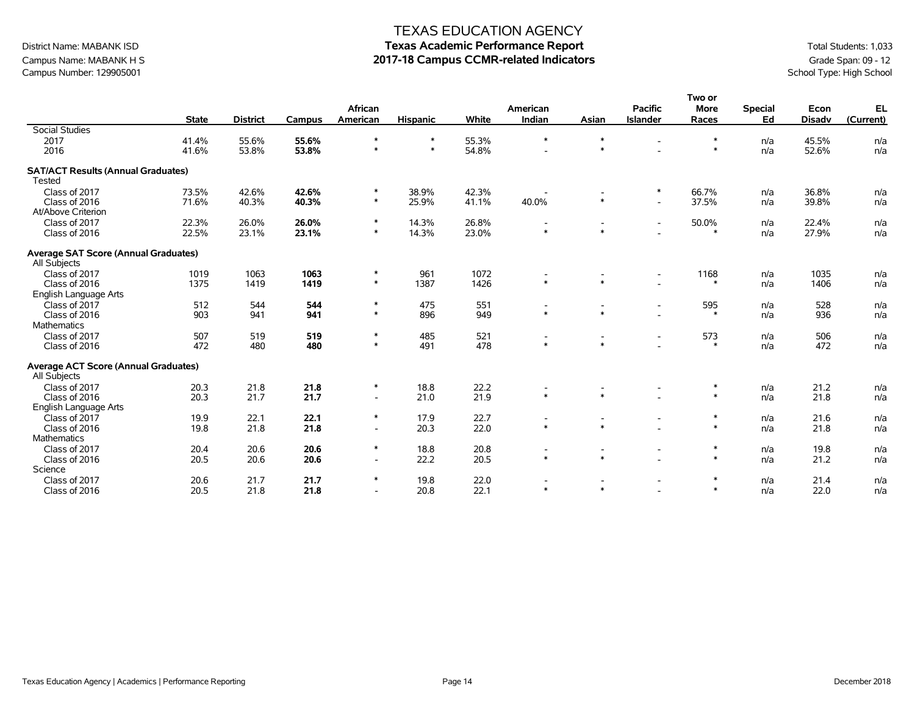# TEXAS EDUCATION AGENCY

## Texas Academic Performance Report

## 2017-18 Campus CCMR-related Indicators

District Name: MABANK ISD
Campus Name: MABANK H S
Campus Number: 129905001

Total Students: 1,033
Grade Span: 09 - 12
School Type: High School

| | State | District | Campus | African American | Hispanic | White | American Indian | Asian | Pacific Islander | Two or More Races | Special Ed | Econ Disadv | EL (Current) |
|---|---|---|---|---|---|---|---|---|---|---|---|---|---|
| Social Studies | | | | | | | | | | | | | |
| 2017 | 41.4% | 55.6% | **55.6%** | * | * | 55.3% | * | * | - | * | n/a | 45.5% | n/a |
| 2016 | 41.6% | 53.8% | **53.8%** | * | * | 54.8% | - | * | - | * | n/a | 52.6% | n/a |
| **SAT/ACT Results (Annual Graduates)** | | | | | | | | | | | | | |
| Tested | | | | | | | | | | | | | |
| Class of 2017 | 73.5% | 42.6% | **42.6%** | * | 38.9% | 42.3% | - | - | * | 66.7% | n/a | 36.8% | n/a |
| Class of 2016 | 71.6% | 40.3% | **40.3%** | * | 25.9% | 41.1% | 40.0% | * | - | 37.5% | n/a | 39.8% | n/a |
| At/Above Criterion | | | | | | | | | | | | | |
| Class of 2017 | 22.3% | 26.0% | **26.0%** | * | 14.3% | 26.8% | - | - | - | 50.0% | n/a | 22.4% | n/a |
| Class of 2016 | 22.5% | 23.1% | **23.1%** | * | 14.3% | 23.0% | * | * | - | * | n/a | 27.9% | n/a |
| **Average SAT Score (Annual Graduates)** | | | | | | | | | | | | | |
| All Subjects | | | | | | | | | | | | | |
| Class of 2017 | 1019 | 1063 | **1063** | * | 961 | 1072 | - | - | - | 1168 | n/a | 1035 | n/a |
| Class of 2016 | 1375 | 1419 | **1419** | * | 1387 | 1426 | * | * | - | * | n/a | 1406 | n/a |
| English Language Arts | | | | | | | | | | | | | |
| Class of 2017 | 512 | 544 | **544** | * | 475 | 551 | - | - | - | 595 | n/a | 528 | n/a |
| Class of 2016 | 903 | 941 | **941** | * | 896 | 949 | * | * | - | * | n/a | 936 | n/a |
| Mathematics | | | | | | | | | | | | | |
| Class of 2017 | 507 | 519 | **519** | * | 485 | 521 | - | - | - | 573 | n/a | 506 | n/a |
| Class of 2016 | 472 | 480 | **480** | * | 491 | 478 | * | * | - | * | n/a | 472 | n/a |
| **Average ACT Score (Annual Graduates)** | | | | | | | | | | | | | |
| All Subjects | | | | | | | | | | | | | |
| Class of 2017 | 20.3 | 21.8 | **21.8** | * | 18.8 | 22.2 | - | - | - | * | n/a | 21.2 | n/a |
| Class of 2016 | 20.3 | 21.7 | **21.7** | - | 21.0 | 21.9 | * | * | - | * | n/a | 21.8 | n/a |
| English Language Arts | | | | | | | | | | | | | |
| Class of 2017 | 19.9 | 22.1 | **22.1** | * | 17.9 | 22.7 | - | - | - | * | n/a | 21.6 | n/a |
| Class of 2016 | 19.8 | 21.8 | **21.8** | - | 20.3 | 22.0 | * | * | - | * | n/a | 21.8 | n/a |
| Mathematics | | | | | | | | | | | | | |
| Class of 2017 | 20.4 | 20.6 | **20.6** | * | 18.8 | 20.8 | - | - | - | * | n/a | 19.8 | n/a |
| Class of 2016 | 20.5 | 20.6 | **20.6** | - | 22.2 | 20.5 | * | * | - | * | n/a | 21.2 | n/a |
| Science | | | | | | | | | | | | | |
| Class of 2017 | 20.6 | 21.7 | **21.7** | * | 19.8 | 22.0 | - | - | - | * | n/a | 21.4 | n/a |
| Class of 2016 | 20.5 | 21.8 | **21.8** | - | 20.8 | 22.1 | * | * | - | * | n/a | 22.0 | n/a |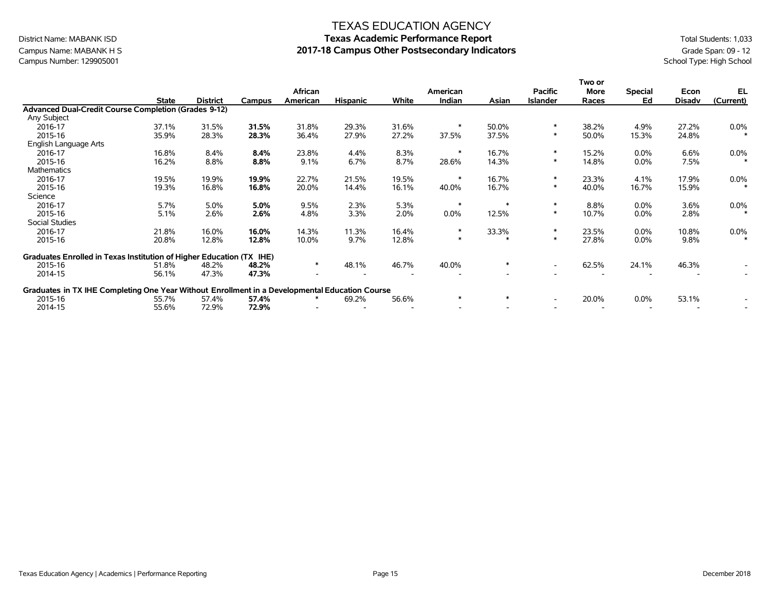# TEXAS EDUCATION AGENCY
## Texas Academic Performance Report
## 2017-18 Campus Other Postsecondary Indicators

District Name: MABANK ISD
Campus Name: MABANK H S
Campus Number: 129905001

Total Students: 1,033
Grade Span: 09 - 12
School Type: High School

| | State | District | Campus | African American | Hispanic | White | American Indian | Asian | Pacific Islander | Two or More Races | Special Ed | Econ Disadv | EL (Current) |
|---|---|---|---|---|---|---|---|---|---|---|---|---|---|
| **Advanced Dual-Credit Course Completion (Grades 9-12)** | | | | | | | | | | | | | |
| Any Subject | | | | | | | | | | | | | |
| 2016-17 | 37.1% | 31.5% | **31.5%** | 31.8% | 29.3% | 31.6% | * | 50.0% | * | 38.2% | 4.9% | 27.2% | 0.0% |
| 2015-16 | 35.9% | 28.3% | **28.3%** | 36.4% | 27.9% | 27.2% | 37.5% | 37.5% | * | 50.0% | 15.3% | 24.8% | * |
| English Language Arts | | | | | | | | | | | | | |
| 2016-17 | 16.8% | 8.4% | **8.4%** | 23.8% | 4.4% | 8.3% | * | 16.7% | * | 15.2% | 0.0% | 6.6% | 0.0% |
| 2015-16 | 16.2% | 8.8% | **8.8%** | 9.1% | 6.7% | 8.7% | 28.6% | 14.3% | * | 14.8% | 0.0% | 7.5% | * |
| Mathematics | | | | | | | | | | | | | |
| 2016-17 | 19.5% | 19.9% | **19.9%** | 22.7% | 21.5% | 19.5% | * | 16.7% | * | 23.3% | 4.1% | 17.9% | 0.0% |
| 2015-16 | 19.3% | 16.8% | **16.8%** | 20.0% | 14.4% | 16.1% | 40.0% | 16.7% | * | 40.0% | 16.7% | 15.9% | * |
| Science | | | | | | | | | | | | | |
| 2016-17 | 5.7% | 5.0% | **5.0%** | 9.5% | 2.3% | 5.3% | * | * | * | 8.8% | 0.0% | 3.6% | 0.0% |
| 2015-16 | 5.1% | 2.6% | **2.6%** | 4.8% | 3.3% | 2.0% | 0.0% | 12.5% | * | 10.7% | 0.0% | 2.8% | * |
| Social Studies | | | | | | | | | | | | | |
| 2016-17 | 21.8% | 16.0% | **16.0%** | 14.3% | 11.3% | 16.4% | * | 33.3% | * | 23.5% | 0.0% | 10.8% | 0.0% |
| 2015-16 | 20.8% | 12.8% | **12.8%** | 10.0% | 9.7% | 12.8% | * | * | * | 27.8% | 0.0% | 9.8% | * |
| **Graduates Enrolled in Texas Institution of Higher Education (TX IHE)** | | | | | | | | | | | | | |
| 2015-16 | 51.8% | 48.2% | **48.2%** | * | 48.1% | 46.7% | 40.0% | * | - | 62.5% | 24.1% | 46.3% | - |
| 2014-15 | 56.1% | 47.3% | **47.3%** | - | - | - | - | - | - | - | - | - | - |
| **Graduates in TX IHE Completing One Year Without Enrollment in a Developmental Education Course** | | | | | | | | | | | | | |
| 2015-16 | 55.7% | 57.4% | **57.4%** | * | 69.2% | 56.6% | * | * | - | 20.0% | 0.0% | 53.1% | - |
| 2014-15 | 55.6% | 72.9% | **72.9%** | - | - | - | - | - | - | - | - | - | - |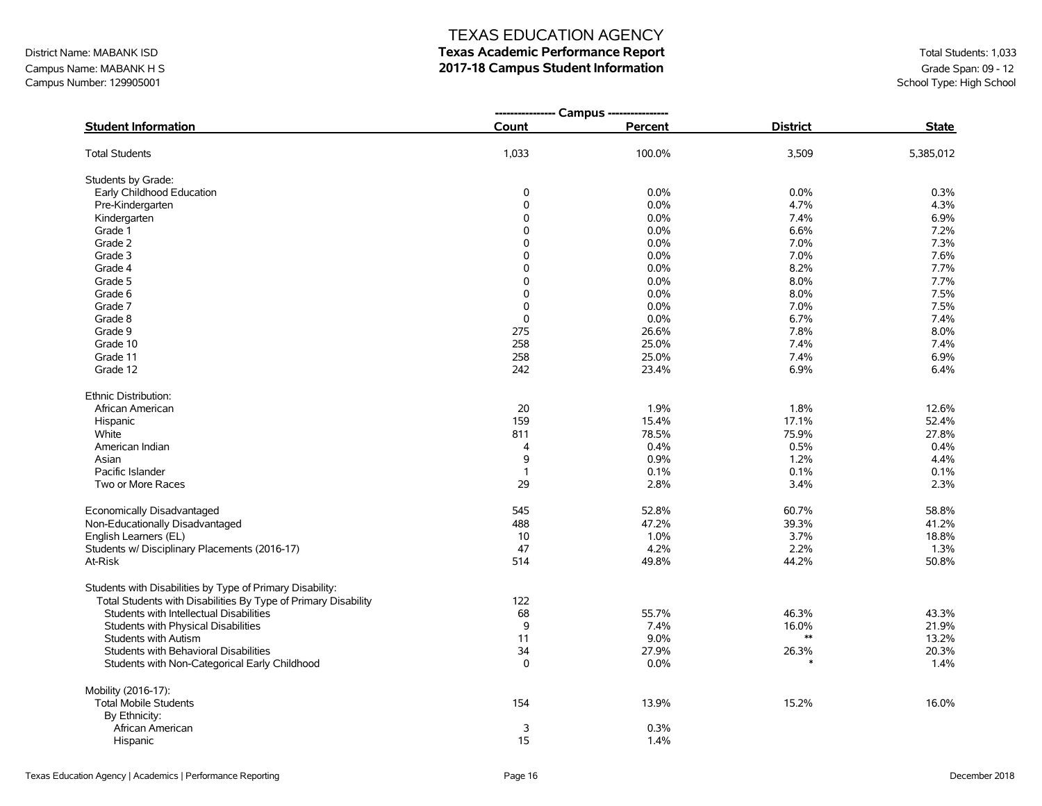# TEXAS EDUCATION AGENCY

## Texas Academic Performance Report
## 2017-18 Campus Student Information

District Name: MABANK ISD
Campus Name: MABANK H S
Campus Number: 129905001

Total Students: 1,033
Grade Span: 09 - 12
School Type: High School

| Student Information | Campus Count | Campus Percent | District | State |
|---|---|---|---|---|
| Total Students | 1,033 | 100.0% | 3,509 | 5,385,012 |
| **Students by Grade:** | | | | |
| Early Childhood Education | 0 | 0.0% | 0.0% | 0.3% |
| Pre-Kindergarten | 0 | 0.0% | 4.7% | 4.3% |
| Kindergarten | 0 | 0.0% | 7.4% | 6.9% |
| Grade 1 | 0 | 0.0% | 6.6% | 7.2% |
| Grade 2 | 0 | 0.0% | 7.0% | 7.3% |
| Grade 3 | 0 | 0.0% | 7.0% | 7.6% |
| Grade 4 | 0 | 0.0% | 8.2% | 7.7% |
| Grade 5 | 0 | 0.0% | 8.0% | 7.7% |
| Grade 6 | 0 | 0.0% | 8.0% | 7.5% |
| Grade 7 | 0 | 0.0% | 7.0% | 7.5% |
| Grade 8 | 0 | 0.0% | 6.7% | 7.4% |
| Grade 9 | 275 | 26.6% | 7.8% | 8.0% |
| Grade 10 | 258 | 25.0% | 7.4% | 7.4% |
| Grade 11 | 258 | 25.0% | 7.4% | 6.9% |
| Grade 12 | 242 | 23.4% | 6.9% | 6.4% |
| **Ethnic Distribution:** | | | | |
| African American | 20 | 1.9% | 1.8% | 12.6% |
| Hispanic | 159 | 15.4% | 17.1% | 52.4% |
| White | 811 | 78.5% | 75.9% | 27.8% |
| American Indian | 4 | 0.4% | 0.5% | 0.4% |
| Asian | 9 | 0.9% | 1.2% | 4.4% |
| Pacific Islander | 1 | 0.1% | 0.1% | 0.1% |
| Two or More Races | 29 | 2.8% | 3.4% | 2.3% |
| Economically Disadvantaged | 545 | 52.8% | 60.7% | 58.8% |
| Non-Educationally Disadvantaged | 488 | 47.2% | 39.3% | 41.2% |
| English Learners (EL) | 10 | 1.0% | 3.7% | 18.8% |
| Students w/ Disciplinary Placements (2016-17) | 47 | 4.2% | 2.2% | 1.3% |
| At-Risk | 514 | 49.8% | 44.2% | 50.8% |
| **Students with Disabilities by Type of Primary Disability:** | | | | |
| Total Students with Disabilities By Type of Primary Disability | 122 | | | |
| Students with Intellectual Disabilities | 68 | 55.7% | 46.3% | 43.3% |
| Students with Physical Disabilities | 9 | 7.4% | 16.0% | 21.9% |
| Students with Autism | 11 | 9.0% | ** | 13.2% |
| Students with Behavioral Disabilities | 34 | 27.9% | 26.3% | 20.3% |
| Students with Non-Categorical Early Childhood | 0 | 0.0% | * | 1.4% |
| **Mobility (2016-17):** | | | | |
| Total Mobile Students | 154 | 13.9% | 15.2% | 16.0% |
| By Ethnicity: | | | | |
| African American | 3 | 0.3% | | |
| Hispanic | 15 | 1.4% | | |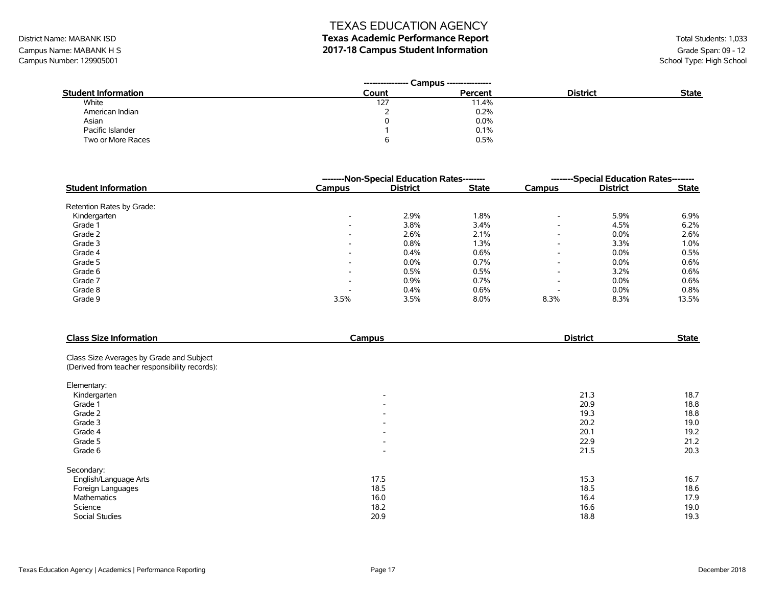District Name: MABANK ISD
Campus Name: MABANK H S
Campus Number: 129905001

# TEXAS EDUCATION AGENCY
## Texas Academic Performance Report
## 2017-18 Campus Student Information

Total Students: 1,033
Grade Span: 09 - 12
School Type: High School

| Student Information | Campus Count | Campus Percent | District | State |
|---|---|---|---|---|
| White | 127 | 11.4% | | |
| American Indian | 2 | 0.2% | | |
| Asian | 0 | 0.0% | | |
| Pacific Islander | 1 | 0.1% | | |
| Two or More Races | 6 | 0.5% | | |

| Student Information | Non-Special Education Rates | | | Special Education Rates | | |
|---|---|---|---|---|---|---|
| | Campus | District | State | Campus | District | State |
| Retention Rates by Grade: | | | | | | |
| Kindergarten | - | 2.9% | 1.8% | - | 5.9% | 6.9% |
| Grade 1 | - | 3.8% | 3.4% | - | 4.5% | 6.2% |
| Grade 2 | - | 2.6% | 2.1% | - | 0.0% | 2.6% |
| Grade 3 | - | 0.8% | 1.3% | - | 3.3% | 1.0% |
| Grade 4 | - | 0.4% | 0.6% | - | 0.0% | 0.5% |
| Grade 5 | - | 0.0% | 0.7% | - | 0.0% | 0.6% |
| Grade 6 | - | 0.5% | 0.5% | - | 3.2% | 0.6% |
| Grade 7 | - | 0.9% | 0.7% | - | 0.0% | 0.6% |
| Grade 8 | - | 0.4% | 0.6% | - | 0.0% | 0.8% |
| Grade 9 | 3.5% | 3.5% | 8.0% | 8.3% | 8.3% | 13.5% |

| Class Size Information | Campus | District | State |
|---|---|---|---|
| Class Size Averages by Grade and Subject (Derived from teacher responsibility records): | | | |
| Elementary: | | | |
| Kindergarten | - | 21.3 | 18.7 |
| Grade 1 | - | 20.9 | 18.8 |
| Grade 2 | - | 19.3 | 18.8 |
| Grade 3 | - | 20.2 | 19.0 |
| Grade 4 | - | 20.1 | 19.2 |
| Grade 5 | - | 22.9 | 21.2 |
| Grade 6 | - | 21.5 | 20.3 |
| Secondary: | | | |
| English/Language Arts | 17.5 | 15.3 | 16.7 |
| Foreign Languages | 18.5 | 18.5 | 18.6 |
| Mathematics | 16.0 | 16.4 | 17.9 |
| Science | 18.2 | 16.6 | 19.0 |
| Social Studies | 20.9 | 18.8 | 19.3 |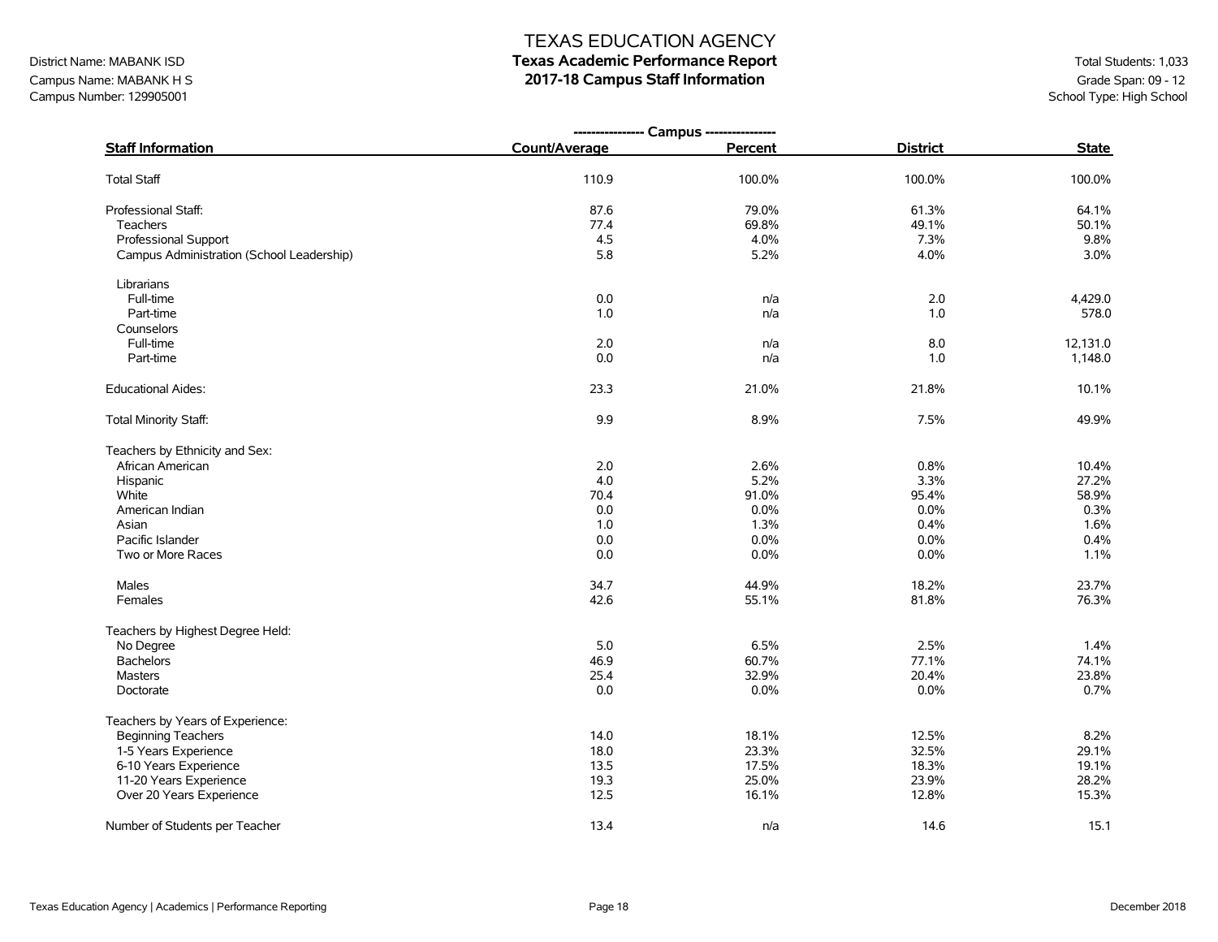# TEXAS EDUCATION AGENCY

## Texas Academic Performance Report

## 2017-18 Campus Staff Information

District Name: MABANK ISD
Campus Name: MABANK H S
Campus Number: 129905001

Total Students: 1,033
Grade Span: 09 - 12
School Type: High School

| Staff Information | Campus Count/Average | Campus Percent | District | State |
|---|---|---|---|---|
| Total Staff | 110.9 | 100.0% | 100.0% | 100.0% |
| Professional Staff: | 87.6 | 79.0% | 61.3% | 64.1% |
| Teachers | 77.4 | 69.8% | 49.1% | 50.1% |
| Professional Support | 4.5 | 4.0% | 7.3% | 9.8% |
| Campus Administration (School Leadership) | 5.8 | 5.2% | 4.0% | 3.0% |
| Librarians | | | | |
| Full-time | 0.0 | n/a | 2.0 | 4,429.0 |
| Part-time | 1.0 | n/a | 1.0 | 578.0 |
| Counselors | | | | |
| Full-time | 2.0 | n/a | 8.0 | 12,131.0 |
| Part-time | 0.0 | n/a | 1.0 | 1,148.0 |
| Educational Aides: | 23.3 | 21.0% | 21.8% | 10.1% |
| Total Minority Staff: | 9.9 | 8.9% | 7.5% | 49.9% |
| Teachers by Ethnicity and Sex: | | | | |
| African American | 2.0 | 2.6% | 0.8% | 10.4% |
| Hispanic | 4.0 | 5.2% | 3.3% | 27.2% |
| White | 70.4 | 91.0% | 95.4% | 58.9% |
| American Indian | 0.0 | 0.0% | 0.0% | 0.3% |
| Asian | 1.0 | 1.3% | 0.4% | 1.6% |
| Pacific Islander | 0.0 | 0.0% | 0.0% | 0.4% |
| Two or More Races | 0.0 | 0.0% | 0.0% | 1.1% |
| Males | 34.7 | 44.9% | 18.2% | 23.7% |
| Females | 42.6 | 55.1% | 81.8% | 76.3% |
| Teachers by Highest Degree Held: | | | | |
| No Degree | 5.0 | 6.5% | 2.5% | 1.4% |
| Bachelors | 46.9 | 60.7% | 77.1% | 74.1% |
| Masters | 25.4 | 32.9% | 20.4% | 23.8% |
| Doctorate | 0.0 | 0.0% | 0.0% | 0.7% |
| Teachers by Years of Experience: | | | | |
| Beginning Teachers | 14.0 | 18.1% | 12.5% | 8.2% |
| 1-5 Years Experience | 18.0 | 23.3% | 32.5% | 29.1% |
| 6-10 Years Experience | 13.5 | 17.5% | 18.3% | 19.1% |
| 11-20 Years Experience | 19.3 | 25.0% | 23.9% | 28.2% |
| Over 20 Years Experience | 12.5 | 16.1% | 12.8% | 15.3% |
| Number of Students per Teacher | 13.4 | n/a | 14.6 | 15.1 |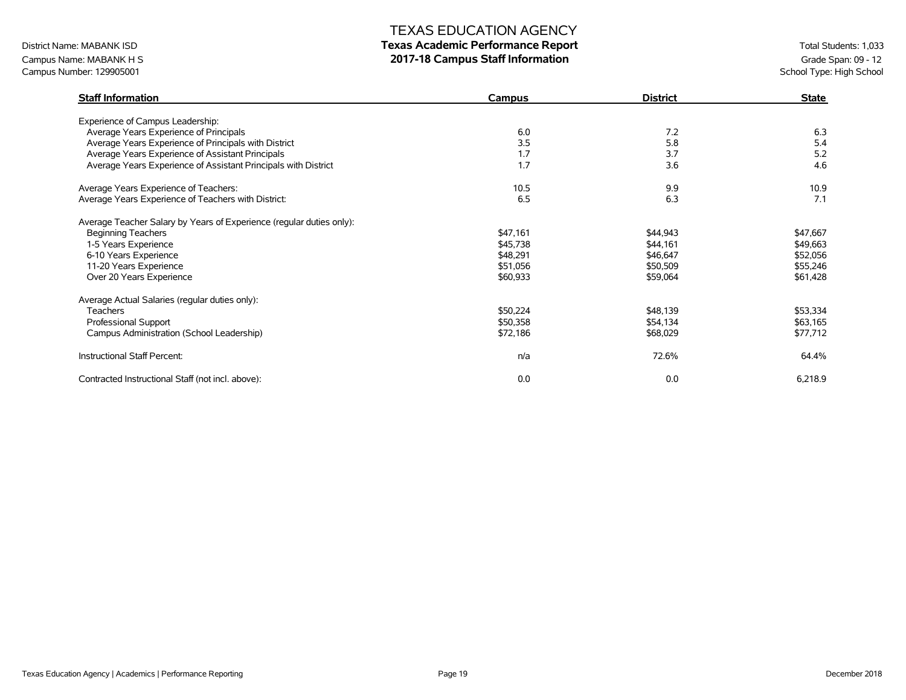# TEXAS EDUCATION AGENCY

## Texas Academic Performance Report

## 2017-18 Campus Staff Information

District Name: MABANK ISD
Campus Name: MABANK H S
Campus Number: 129905001

Total Students: 1,033
Grade Span: 09 - 12
School Type: High School

| Staff Information | Campus | District | State |
|---|---|---|---|
| Experience of Campus Leadership: | | | |
| Average Years Experience of Principals | 6.0 | 7.2 | 6.3 |
| Average Years Experience of Principals with District | 3.5 | 5.8 | 5.4 |
| Average Years Experience of Assistant Principals | 1.7 | 3.7 | 5.2 |
| Average Years Experience of Assistant Principals with District | 1.7 | 3.6 | 4.6 |
| Average Years Experience of Teachers: | 10.5 | 9.9 | 10.9 |
| Average Years Experience of Teachers with District: | 6.5 | 6.3 | 7.1 |
| Average Teacher Salary by Years of Experience (regular duties only): | | | |
| Beginning Teachers | $47,161 | $44,943 | $47,667 |
| 1-5 Years Experience | $45,738 | $44,161 | $49,663 |
| 6-10 Years Experience | $48,291 | $46,647 | $52,056 |
| 11-20 Years Experience | $51,056 | $50,509 | $55,246 |
| Over 20 Years Experience | $60,933 | $59,064 | $61,428 |
| Average Actual Salaries (regular duties only): | | | |
| Teachers | $50,224 | $48,139 | $53,334 |
| Professional Support | $50,358 | $54,134 | $63,165 |
| Campus Administration (School Leadership) | $72,186 | $68,029 | $77,712 |
| Instructional Staff Percent: | n/a | 72.6% | 64.4% |
| Contracted Instructional Staff (not incl. above): | 0.0 | 0.0 | 6,218.9 |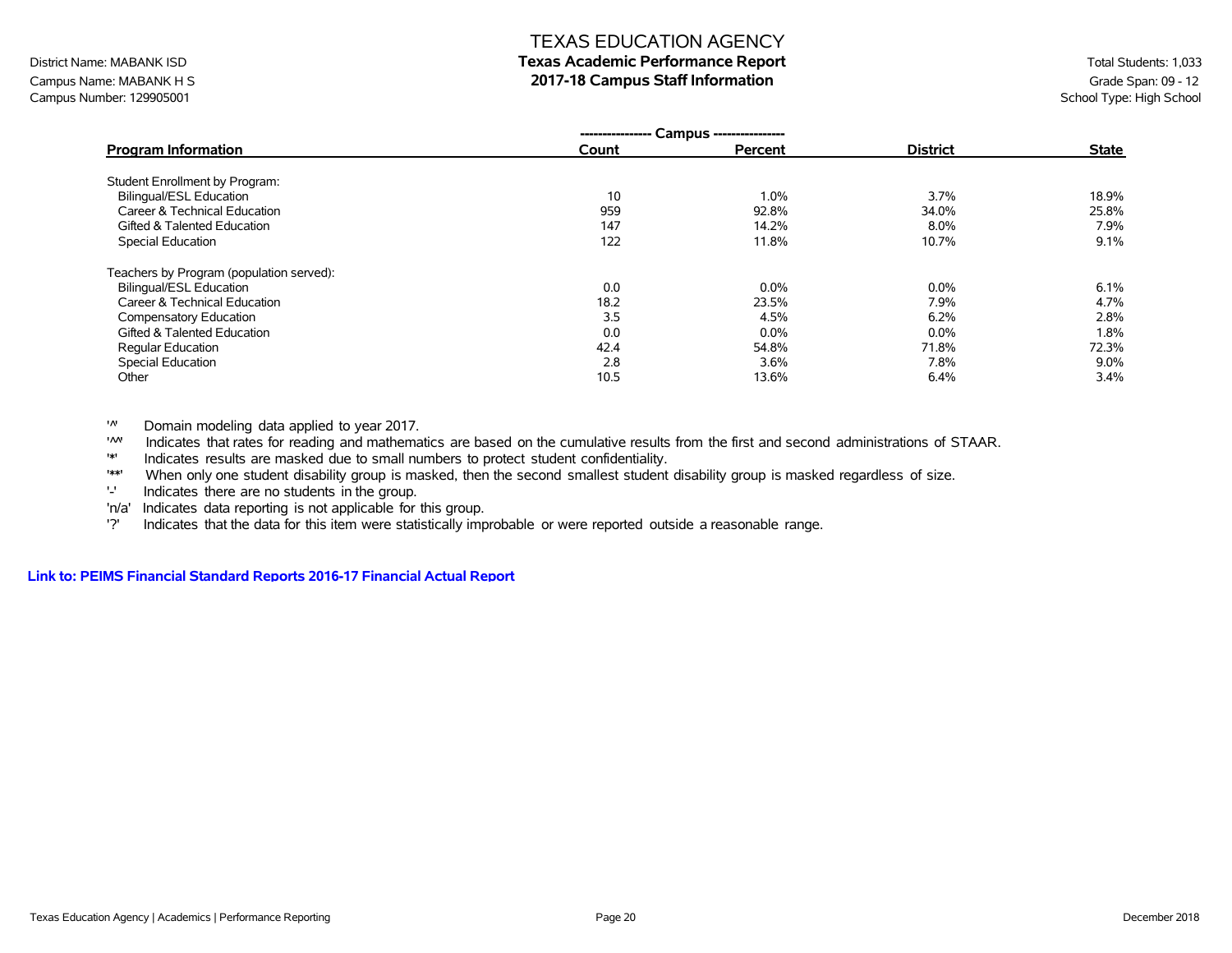TEXAS EDUCATION AGENCY

**Texas Academic Performance Report**

**2017-18 Campus Staff Information**

District Name: MABANK ISD
Campus Name: MABANK H S
Campus Number: 129905001

Total Students: 1,033
Grade Span: 09 - 12
School Type: High School

| | Campus | | | |
|---|---|---|---|---|
| **Program Information** | **Count** | **Percent** | **District** | **State** |
| Student Enrollment by Program: | | | | |
| Bilingual/ESL Education | 10 | 1.0% | 3.7% | 18.9% |
| Career & Technical Education | 959 | 92.8% | 34.0% | 25.8% |
| Gifted & Talented Education | 147 | 14.2% | 8.0% | 7.9% |
| Special Education | 122 | 11.8% | 10.7% | 9.1% |
| Teachers by Program (population served): | | | | |
| Bilingual/ESL Education | 0.0 | 0.0% | 0.0% | 6.1% |
| Career & Technical Education | 18.2 | 23.5% | 7.9% | 4.7% |
| Compensatory Education | 3.5 | 4.5% | 6.2% | 2.8% |
| Gifted & Talented Education | 0.0 | 0.0% | 0.0% | 1.8% |
| Regular Education | 42.4 | 54.8% | 71.8% | 72.3% |
| Special Education | 2.8 | 3.6% | 7.8% | 9.0% |
| Other | 10.5 | 13.6% | 6.4% | 3.4% |

'^' Domain modeling data applied to year 2017.
'^^' Indicates that rates for reading and mathematics are based on the cumulative results from the first and second administrations of STAAR.
'*' Indicates results are masked due to small numbers to protect student confidentiality.
'**' When only one student disability group is masked, then the second smallest student disability group is masked regardless of size.
'-' Indicates there are no students in the group.
'n/a' Indicates data reporting is not applicable for this group.
'?' Indicates that the data for this item were statistically improbable or were reported outside a reasonable range.

**Link to: PEIMS Financial Standard Reports 2016-17 Financial Actual Report**